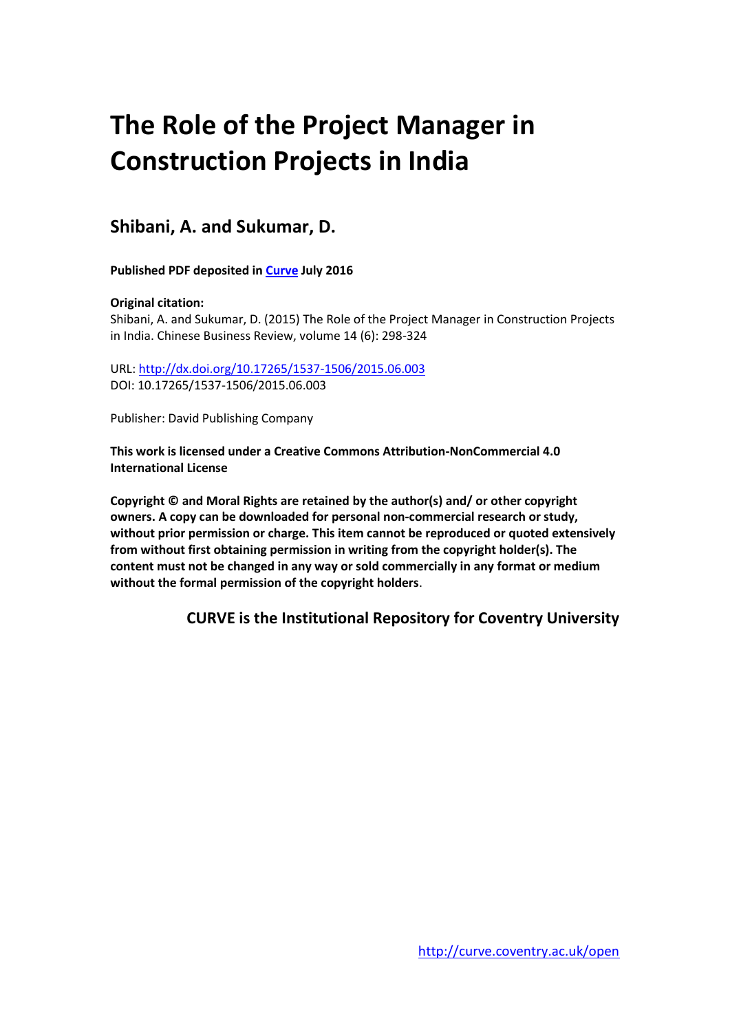# The Role of the Project Manager in Construction Projects in India

## Shibani, A. and Sukumar, D.

**Published PDF deposited in [Curve](http://curve.coventry.ac.uk/open) July 2016**

**Original citation:**
Shibani, A. and Sukumar, D. (2015) The Role of the Project Manager in Construction Projects in India. Chinese Business Review, volume 14 (6): 298-324

URL: [http://dx.doi.org/10.17265/1537-1506/2015.06.003](http://dx.doi.org/10.17265/1537-1506/2015.06.003)
DOI: 10.17265/1537-1506/2015.06.003

Publisher: David Publishing Company

**This work is licensed under a Creative Commons Attribution-NonCommercial 4.0 International License**

**Copyright © and Moral Rights are retained by the author(s) and/ or other copyright owners. A copy can be downloaded for personal non-commercial research or study, without prior permission or charge. This item cannot be reproduced or quoted extensively from without first obtaining permission in writing from the copyright holder(s). The content must not be changed in any way or sold commercially in any format or medium without the formal permission of the copyright holders**.

**CURVE is the Institutional Repository for Coventry University**

[http://curve.coventry.ac.uk/open](http://curve.coventry.ac.uk/open)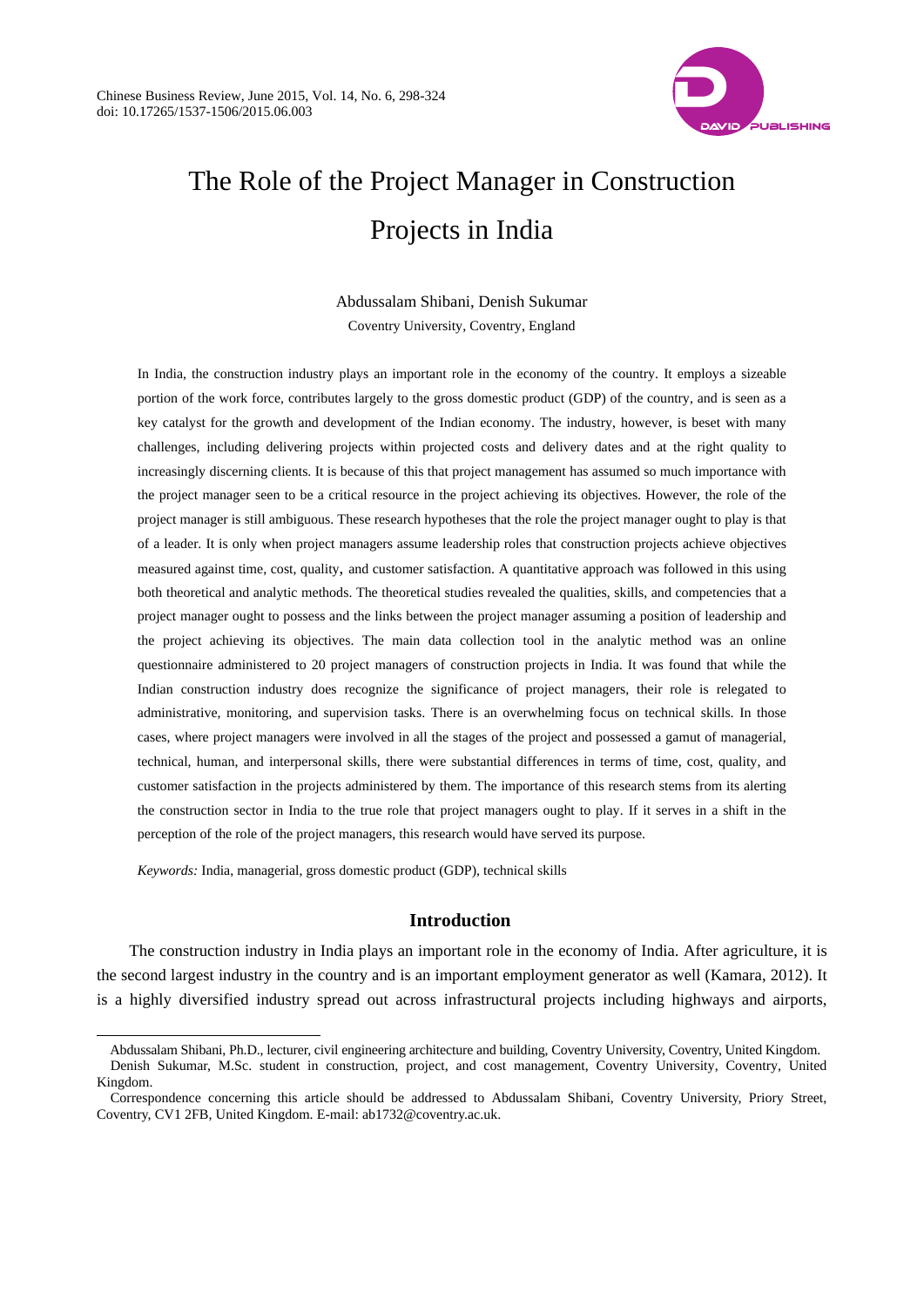# The Role of the Project Manager in Construction Projects in India

Abdussalam Shibani, Denish Sukumar

Coventry University, Coventry, England

In India, the construction industry plays an important role in the economy of the country. It employs a sizeable portion of the work force, contributes largely to the gross domestic product (GDP) of the country, and is seen as a key catalyst for the growth and development of the Indian economy. The industry, however, is beset with many challenges, including delivering projects within projected costs and delivery dates and at the right quality to increasingly discerning clients. It is because of this that project management has assumed so much importance with the project manager seen to be a critical resource in the project achieving its objectives. However, the role of the project manager is still ambiguous. These research hypotheses that the role the project manager ought to play is that of a leader. It is only when project managers assume leadership roles that construction projects achieve objectives measured against time, cost, quality, and customer satisfaction. A quantitative approach was followed in this using both theoretical and analytic methods. The theoretical studies revealed the qualities, skills, and competencies that a project manager ought to possess and the links between the project manager assuming a position of leadership and the project achieving its objectives. The main data collection tool in the analytic method was an online questionnaire administered to 20 project managers of construction projects in India. It was found that while the Indian construction industry does recognize the significance of project managers, their role is relegated to administrative, monitoring, and supervision tasks. There is an overwhelming focus on technical skills. In those cases, where project managers were involved in all the stages of the project and possessed a gamut of managerial, technical, human, and interpersonal skills, there were substantial differences in terms of time, cost, quality, and customer satisfaction in the projects administered by them. The importance of this research stems from its alerting the construction sector in India to the true role that project managers ought to play. If it serves in a shift in the perception of the role of the project managers, this research would have served its purpose.

*Keywords:* India, managerial, gross domestic product (GDP), technical skills

## Introduction

The construction industry in India plays an important role in the economy of India. After agriculture, it is the second largest industry in the country and is an important employment generator as well (Kamara, 2012). It is a highly diversified industry spread out across infrastructural projects including highways and airports,

---

Abdussalam Shibani, Ph.D., lecturer, civil engineering architecture and building, Coventry University, Coventry, United Kingdom.

Denish Sukumar, M.Sc. student in construction, project, and cost management, Coventry University, Coventry, United Kingdom.

Correspondence concerning this article should be addressed to Abdussalam Shibani, Coventry University, Priory Street, Coventry, CV1 2FB, United Kingdom. E-mail: ab1732@coventry.ac.uk.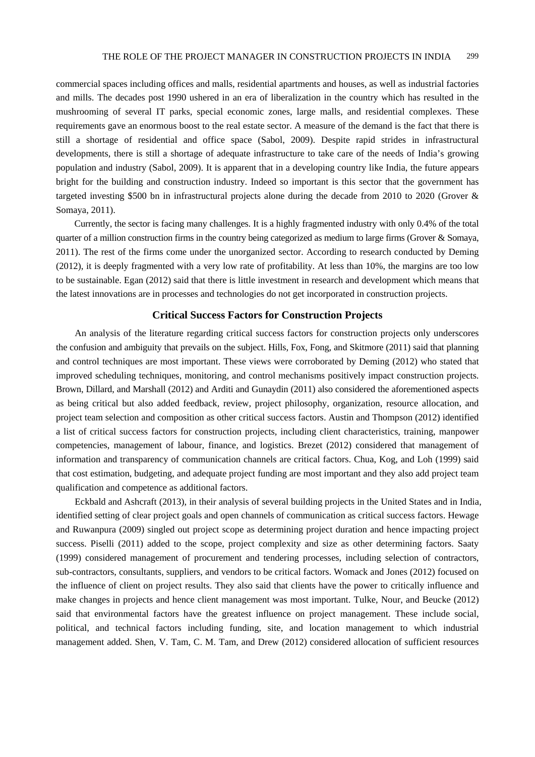commercial spaces including offices and malls, residential apartments and houses, as well as industrial factories and mills. The decades post 1990 ushered in an era of liberalization in the country which has resulted in the mushrooming of several IT parks, special economic zones, large malls, and residential complexes. These requirements gave an enormous boost to the real estate sector. A measure of the demand is the fact that there is still a shortage of residential and office space (Sabol, 2009). Despite rapid strides in infrastructural developments, there is still a shortage of adequate infrastructure to take care of the needs of India's growing population and industry (Sabol, 2009). It is apparent that in a developing country like India, the future appears bright for the building and construction industry. Indeed so important is this sector that the government has targeted investing $500 bn in infrastructural projects alone during the decade from 2010 to 2020 (Grover & Somaya, 2011).

Currently, the sector is facing many challenges. It is a highly fragmented industry with only 0.4% of the total quarter of a million construction firms in the country being categorized as medium to large firms (Grover & Somaya, 2011). The rest of the firms come under the unorganized sector. According to research conducted by Deming (2012), it is deeply fragmented with a very low rate of profitability. At less than 10%, the margins are too low to be sustainable. Egan (2012) said that there is little investment in research and development which means that the latest innovations are in processes and technologies do not get incorporated in construction projects.

## Critical Success Factors for Construction Projects

An analysis of the literature regarding critical success factors for construction projects only underscores the confusion and ambiguity that prevails on the subject. Hills, Fox, Fong, and Skitmore (2011) said that planning and control techniques are most important. These views were corroborated by Deming (2012) who stated that improved scheduling techniques, monitoring, and control mechanisms positively impact construction projects. Brown, Dillard, and Marshall (2012) and Arditi and Gunaydin (2011) also considered the aforementioned aspects as being critical but also added feedback, review, project philosophy, organization, resource allocation, and project team selection and composition as other critical success factors. Austin and Thompson (2012) identified a list of critical success factors for construction projects, including client characteristics, training, manpower competencies, management of labour, finance, and logistics. Brezet (2012) considered that management of information and transparency of communication channels are critical factors. Chua, Kog, and Loh (1999) said that cost estimation, budgeting, and adequate project funding are most important and they also add project team qualification and competence as additional factors.

Eckbald and Ashcraft (2013), in their analysis of several building projects in the United States and in India, identified setting of clear project goals and open channels of communication as critical success factors. Hewage and Ruwanpura (2009) singled out project scope as determining project duration and hence impacting project success. Piselli (2011) added to the scope, project complexity and size as other determining factors. Saaty (1999) considered management of procurement and tendering processes, including selection of contractors, sub-contractors, consultants, suppliers, and vendors to be critical factors. Womack and Jones (2012) focused on the influence of client on project results. They also said that clients have the power to critically influence and make changes in projects and hence client management was most important. Tulke, Nour, and Beucke (2012) said that environmental factors have the greatest influence on project management. These include social, political, and technical factors including funding, site, and location management to which industrial management added. Shen, V. Tam, C. M. Tam, and Drew (2012) considered allocation of sufficient resources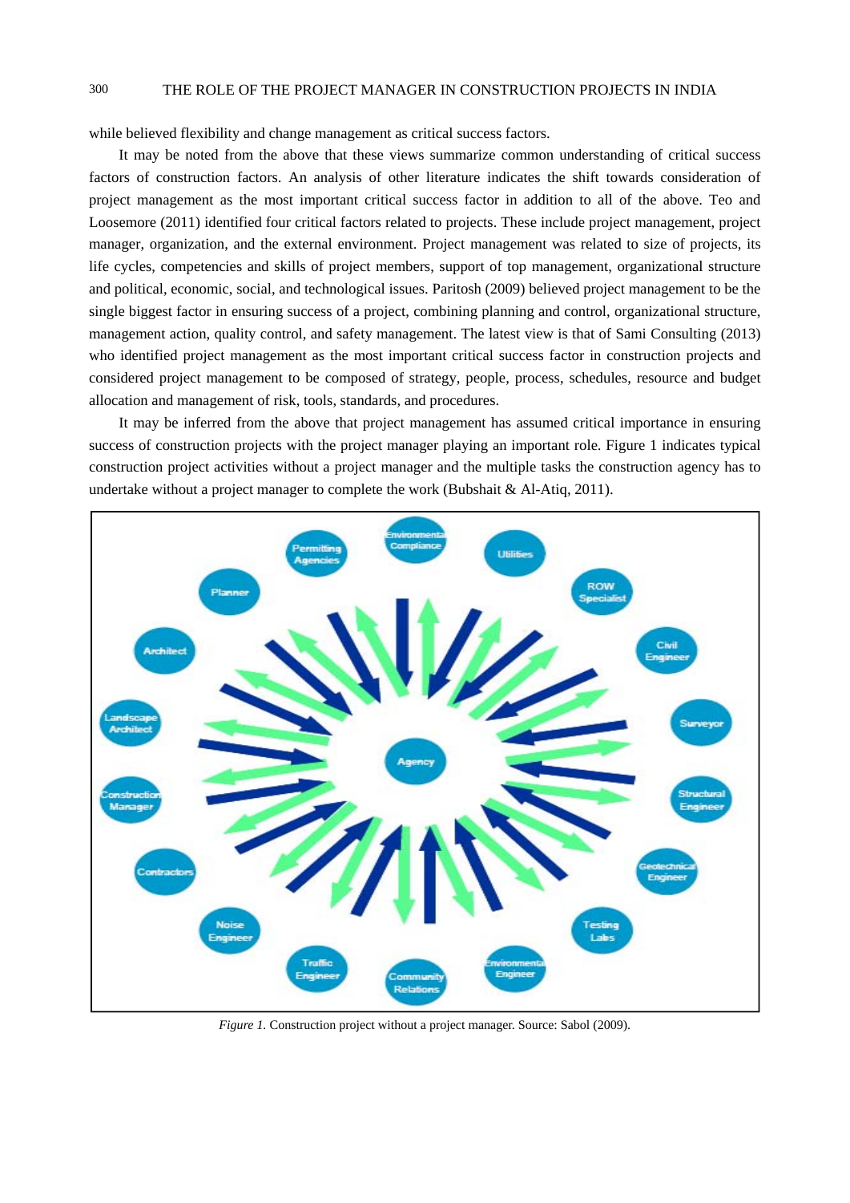while believed flexibility and change management as critical success factors.

It may be noted from the above that these views summarize common understanding of critical success factors of construction factors. An analysis of other literature indicates the shift towards consideration of project management as the most important critical success factor in addition to all of the above. Teo and Loosemore (2011) identified four critical factors related to projects. These include project management, project manager, organization, and the external environment. Project management was related to size of projects, its life cycles, competencies and skills of project members, support of top management, organizational structure and political, economic, social, and technological issues. Paritosh (2009) believed project management to be the single biggest factor in ensuring success of a project, combining planning and control, organizational structure, management action, quality control, and safety management. The latest view is that of Sami Consulting (2013) who identified project management as the most important critical success factor in construction projects and considered project management to be composed of strategy, people, process, schedules, resource and budget allocation and management of risk, tools, standards, and procedures.

It may be inferred from the above that project management has assumed critical importance in ensuring success of construction projects with the project manager playing an important role. Figure 1 indicates typical construction project activities without a project manager and the multiple tasks the construction agency has to undertake without a project manager to complete the work (Bubshait & Al-Atiq, 2011).

*Figure 1.* Construction project without a project manager. Source: Sabol (2009).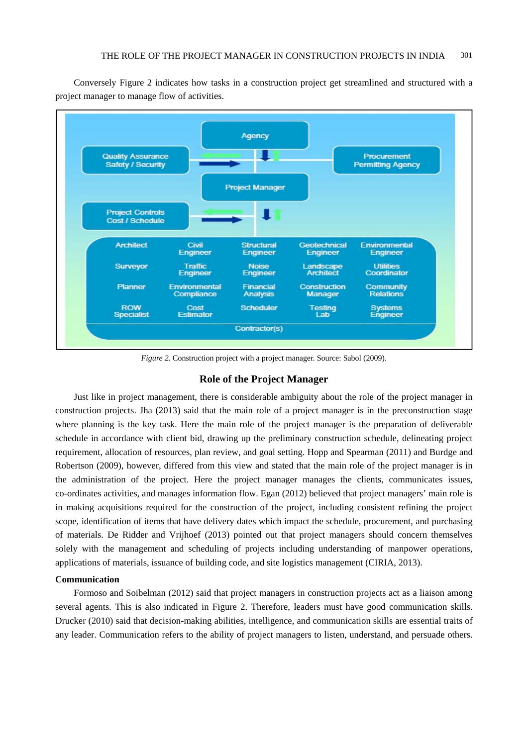Conversely Figure 2 indicates how tasks in a construction project get streamlined and structured with a project manager to manage flow of activities.

*Figure 2.* Construction project with a project manager. Source: Sabol (2009).

## Role of the Project Manager

Just like in project management, there is considerable ambiguity about the role of the project manager in construction projects. Jha (2013) said that the main role of a project manager is in the preconstruction stage where planning is the key task. Here the main role of the project manager is the preparation of deliverable schedule in accordance with client bid, drawing up the preliminary construction schedule, delineating project requirement, allocation of resources, plan review, and goal setting. Hopp and Spearman (2011) and Burdge and Robertson (2009), however, differed from this view and stated that the main role of the project manager is in the administration of the project. Here the project manager manages the clients, communicates issues, co-ordinates activities, and manages information flow. Egan (2012) believed that project managers' main role is in making acquisitions required for the construction of the project, including consistent refining the project scope, identification of items that have delivery dates which impact the schedule, procurement, and purchasing of materials. De Ridder and Vrijhoef (2013) pointed out that project managers should concern themselves solely with the management and scheduling of projects including understanding of manpower operations, applications of materials, issuance of building code, and site logistics management (CIRIA, 2013).

### Communication

Formoso and Soibelman (2012) said that project managers in construction projects act as a liaison among several agents. This is also indicated in Figure 2. Therefore, leaders must have good communication skills. Drucker (2010) said that decision-making abilities, intelligence, and communication skills are essential traits of any leader. Communication refers to the ability of project managers to listen, understand, and persuade others.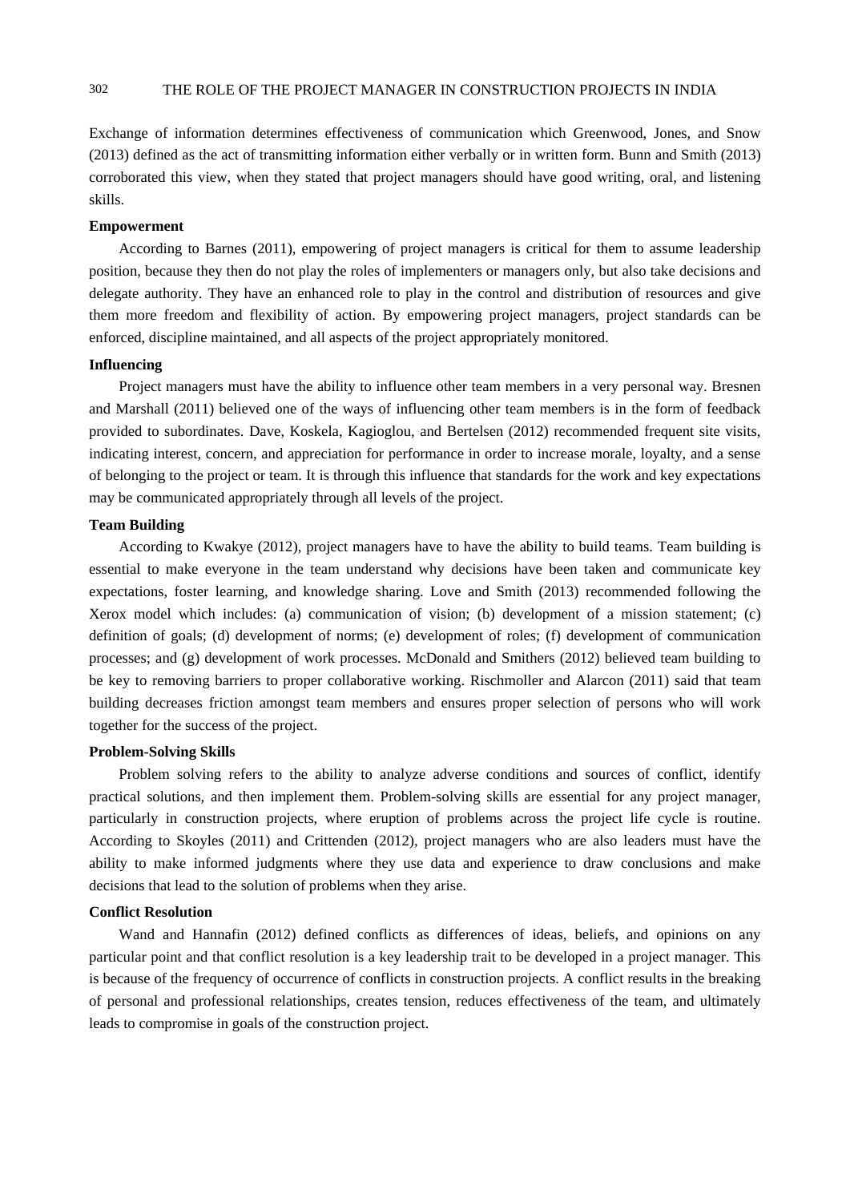Exchange of information determines effectiveness of communication which Greenwood, Jones, and Snow (2013) defined as the act of transmitting information either verbally or in written form. Bunn and Smith (2013) corroborated this view, when they stated that project managers should have good writing, oral, and listening skills.

**Empowerment**

According to Barnes (2011), empowering of project managers is critical for them to assume leadership position, because they then do not play the roles of implementers or managers only, but also take decisions and delegate authority. They have an enhanced role to play in the control and distribution of resources and give them more freedom and flexibility of action. By empowering project managers, project standards can be enforced, discipline maintained, and all aspects of the project appropriately monitored.

**Influencing**

Project managers must have the ability to influence other team members in a very personal way. Bresnen and Marshall (2011) believed one of the ways of influencing other team members is in the form of feedback provided to subordinates. Dave, Koskela, Kagioglou, and Bertelsen (2012) recommended frequent site visits, indicating interest, concern, and appreciation for performance in order to increase morale, loyalty, and a sense of belonging to the project or team. It is through this influence that standards for the work and key expectations may be communicated appropriately through all levels of the project.

**Team Building**

According to Kwakye (2012), project managers have to have the ability to build teams. Team building is essential to make everyone in the team understand why decisions have been taken and communicate key expectations, foster learning, and knowledge sharing. Love and Smith (2013) recommended following the Xerox model which includes: (a) communication of vision; (b) development of a mission statement; (c) definition of goals; (d) development of norms; (e) development of roles; (f) development of communication processes; and (g) development of work processes. McDonald and Smithers (2012) believed team building to be key to removing barriers to proper collaborative working. Rischmoller and Alarcon (2011) said that team building decreases friction amongst team members and ensures proper selection of persons who will work together for the success of the project.

**Problem-Solving Skills**

Problem solving refers to the ability to analyze adverse conditions and sources of conflict, identify practical solutions, and then implement them. Problem-solving skills are essential for any project manager, particularly in construction projects, where eruption of problems across the project life cycle is routine. According to Skoyles (2011) and Crittenden (2012), project managers who are also leaders must have the ability to make informed judgments where they use data and experience to draw conclusions and make decisions that lead to the solution of problems when they arise.

**Conflict Resolution**

Wand and Hannafin (2012) defined conflicts as differences of ideas, beliefs, and opinions on any particular point and that conflict resolution is a key leadership trait to be developed in a project manager. This is because of the frequency of occurrence of conflicts in construction projects. A conflict results in the breaking of personal and professional relationships, creates tension, reduces effectiveness of the team, and ultimately leads to compromise in goals of the construction project.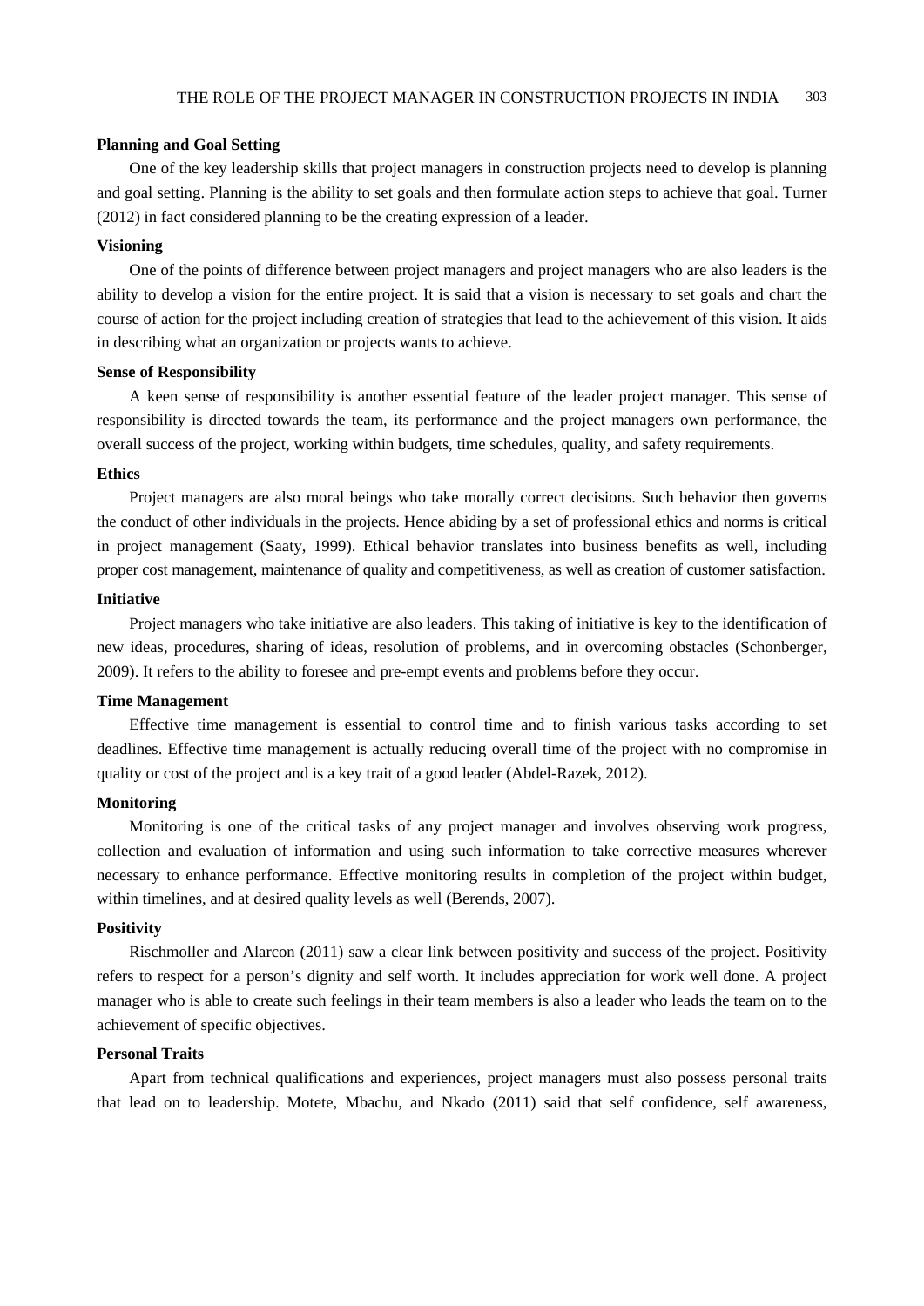**Planning and Goal Setting**

One of the key leadership skills that project managers in construction projects need to develop is planning and goal setting. Planning is the ability to set goals and then formulate action steps to achieve that goal. Turner (2012) in fact considered planning to be the creating expression of a leader.

**Visioning**

One of the points of difference between project managers and project managers who are also leaders is the ability to develop a vision for the entire project. It is said that a vision is necessary to set goals and chart the course of action for the project including creation of strategies that lead to the achievement of this vision. It aids in describing what an organization or projects wants to achieve.

**Sense of Responsibility**

A keen sense of responsibility is another essential feature of the leader project manager. This sense of responsibility is directed towards the team, its performance and the project managers own performance, the overall success of the project, working within budgets, time schedules, quality, and safety requirements.

**Ethics**

Project managers are also moral beings who take morally correct decisions. Such behavior then governs the conduct of other individuals in the projects. Hence abiding by a set of professional ethics and norms is critical in project management (Saaty, 1999). Ethical behavior translates into business benefits as well, including proper cost management, maintenance of quality and competitiveness, as well as creation of customer satisfaction.

**Initiative**

Project managers who take initiative are also leaders. This taking of initiative is key to the identification of new ideas, procedures, sharing of ideas, resolution of problems, and in overcoming obstacles (Schonberger, 2009). It refers to the ability to foresee and pre-empt events and problems before they occur.

**Time Management**

Effective time management is essential to control time and to finish various tasks according to set deadlines. Effective time management is actually reducing overall time of the project with no compromise in quality or cost of the project and is a key trait of a good leader (Abdel-Razek, 2012).

**Monitoring**

Monitoring is one of the critical tasks of any project manager and involves observing work progress, collection and evaluation of information and using such information to take corrective measures wherever necessary to enhance performance. Effective monitoring results in completion of the project within budget, within timelines, and at desired quality levels as well (Berends, 2007).

**Positivity**

Rischmoller and Alarcon (2011) saw a clear link between positivity and success of the project. Positivity refers to respect for a person's dignity and self worth. It includes appreciation for work well done. A project manager who is able to create such feelings in their team members is also a leader who leads the team on to the achievement of specific objectives.

**Personal Traits**

Apart from technical qualifications and experiences, project managers must also possess personal traits that lead on to leadership. Motete, Mbachu, and Nkado (2011) said that self confidence, self awareness,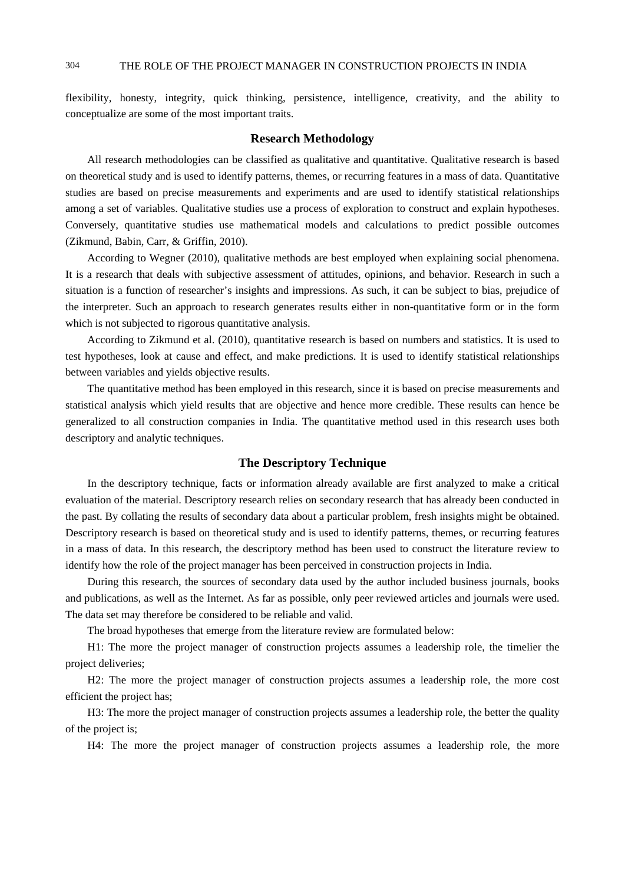flexibility, honesty, integrity, quick thinking, persistence, intelligence, creativity, and the ability to conceptualize are some of the most important traits.

## Research Methodology

All research methodologies can be classified as qualitative and quantitative. Qualitative research is based on theoretical study and is used to identify patterns, themes, or recurring features in a mass of data. Quantitative studies are based on precise measurements and experiments and are used to identify statistical relationships among a set of variables. Qualitative studies use a process of exploration to construct and explain hypotheses. Conversely, quantitative studies use mathematical models and calculations to predict possible outcomes (Zikmund, Babin, Carr, & Griffin, 2010).

According to Wegner (2010), qualitative methods are best employed when explaining social phenomena. It is a research that deals with subjective assessment of attitudes, opinions, and behavior. Research in such a situation is a function of researcher's insights and impressions. As such, it can be subject to bias, prejudice of the interpreter. Such an approach to research generates results either in non-quantitative form or in the form which is not subjected to rigorous quantitative analysis.

According to Zikmund et al. (2010), quantitative research is based on numbers and statistics. It is used to test hypotheses, look at cause and effect, and make predictions. It is used to identify statistical relationships between variables and yields objective results.

The quantitative method has been employed in this research, since it is based on precise measurements and statistical analysis which yield results that are objective and hence more credible. These results can hence be generalized to all construction companies in India. The quantitative method used in this research uses both descriptory and analytic techniques.

## The Descriptory Technique

In the descriptory technique, facts or information already available are first analyzed to make a critical evaluation of the material. Descriptory research relies on secondary research that has already been conducted in the past. By collating the results of secondary data about a particular problem, fresh insights might be obtained. Descriptory research is based on theoretical study and is used to identify patterns, themes, or recurring features in a mass of data. In this research, the descriptory method has been used to construct the literature review to identify how the role of the project manager has been perceived in construction projects in India.

During this research, the sources of secondary data used by the author included business journals, books and publications, as well as the Internet. As far as possible, only peer reviewed articles and journals were used. The data set may therefore be considered to be reliable and valid.

The broad hypotheses that emerge from the literature review are formulated below:

H1: The more the project manager of construction projects assumes a leadership role, the timelier the project deliveries;

H2: The more the project manager of construction projects assumes a leadership role, the more cost efficient the project has;

H3: The more the project manager of construction projects assumes a leadership role, the better the quality of the project is;

H4: The more the project manager of construction projects assumes a leadership role, the more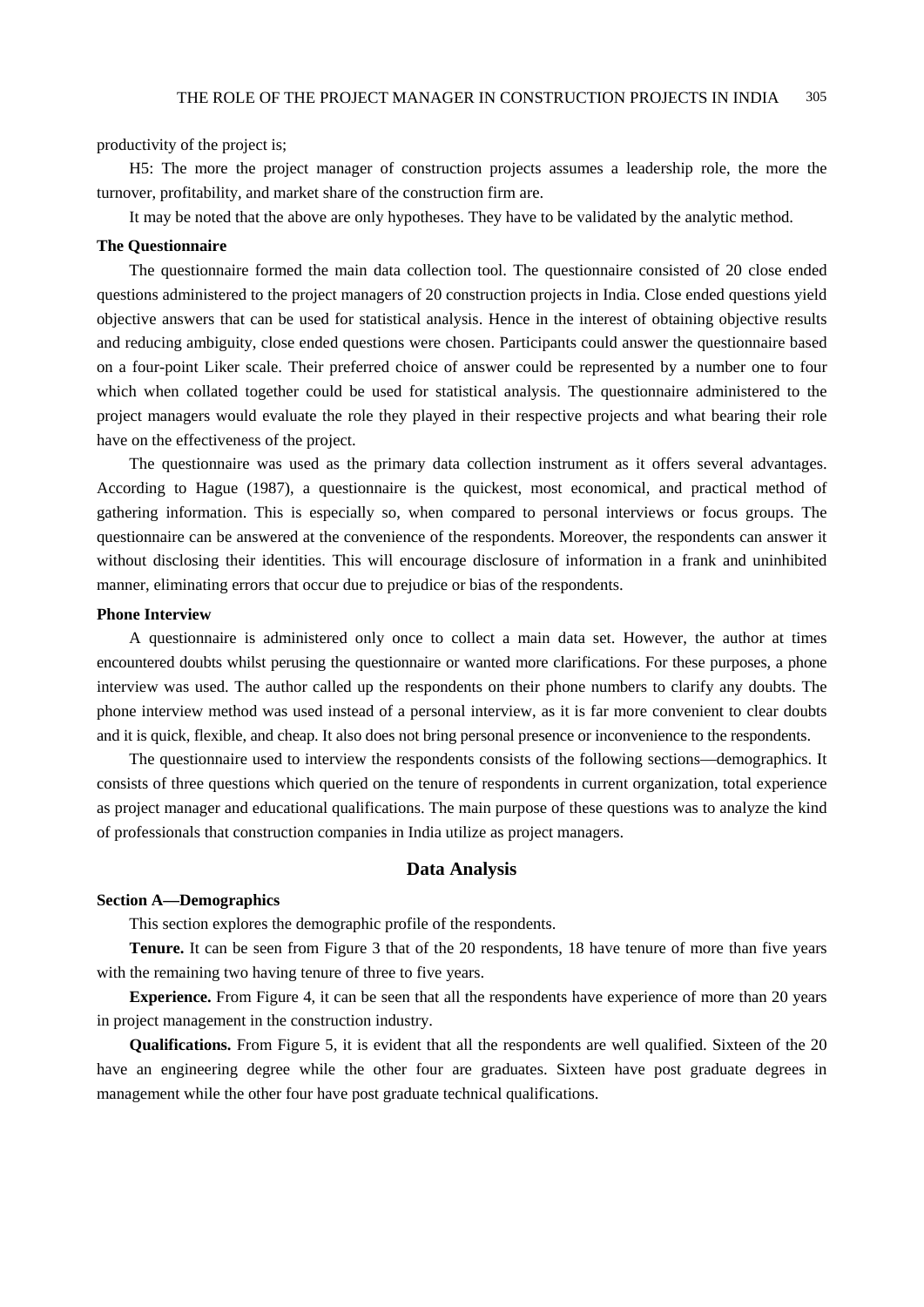productivity of the project is;

H5: The more the project manager of construction projects assumes a leadership role, the more the turnover, profitability, and market share of the construction firm are.

It may be noted that the above are only hypotheses. They have to be validated by the analytic method.

### The Questionnaire

The questionnaire formed the main data collection tool. The questionnaire consisted of 20 close ended questions administered to the project managers of 20 construction projects in India. Close ended questions yield objective answers that can be used for statistical analysis. Hence in the interest of obtaining objective results and reducing ambiguity, close ended questions were chosen. Participants could answer the questionnaire based on a four-point Liker scale. Their preferred choice of answer could be represented by a number one to four which when collated together could be used for statistical analysis. The questionnaire administered to the project managers would evaluate the role they played in their respective projects and what bearing their role have on the effectiveness of the project.

The questionnaire was used as the primary data collection instrument as it offers several advantages. According to Hague (1987), a questionnaire is the quickest, most economical, and practical method of gathering information. This is especially so, when compared to personal interviews or focus groups. The questionnaire can be answered at the convenience of the respondents. Moreover, the respondents can answer it without disclosing their identities. This will encourage disclosure of information in a frank and uninhibited manner, eliminating errors that occur due to prejudice or bias of the respondents.

### Phone Interview

A questionnaire is administered only once to collect a main data set. However, the author at times encountered doubts whilst perusing the questionnaire or wanted more clarifications. For these purposes, a phone interview was used. The author called up the respondents on their phone numbers to clarify any doubts. The phone interview method was used instead of a personal interview, as it is far more convenient to clear doubts and it is quick, flexible, and cheap. It also does not bring personal presence or inconvenience to the respondents.

The questionnaire used to interview the respondents consists of the following sections—demographics. It consists of three questions which queried on the tenure of respondents in current organization, total experience as project manager and educational qualifications. The main purpose of these questions was to analyze the kind of professionals that construction companies in India utilize as project managers.

## Data Analysis

### Section A—Demographics

This section explores the demographic profile of the respondents.

**Tenure.** It can be seen from Figure 3 that of the 20 respondents, 18 have tenure of more than five years with the remaining two having tenure of three to five years.

**Experience.** From Figure 4, it can be seen that all the respondents have experience of more than 20 years in project management in the construction industry.

**Qualifications.** From Figure 5, it is evident that all the respondents are well qualified. Sixteen of the 20 have an engineering degree while the other four are graduates. Sixteen have post graduate degrees in management while the other four have post graduate technical qualifications.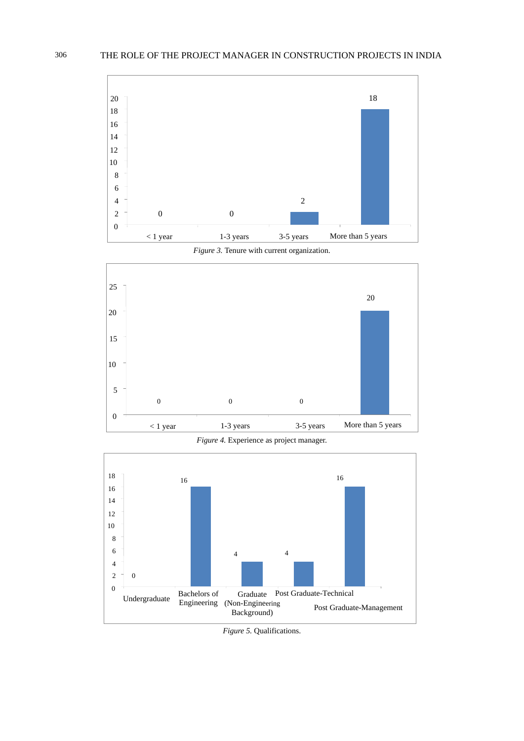| | < 1 year | 1-3 years | 3-5 years | More than 5 years |
|---|---|---|---|---|
| Count | 0 | 0 | 2 | 18 |

*Figure 3.* Tenure with current organization.

| | < 1 year | 1-3 years | 3-5 years | More than 5 years |
|---|---|---|---|---|
| Count | 0 | 0 | 0 | 20 |

*Figure 4.* Experience as project manager.

| | Undergraduate | Bachelors of Engineering | Graduate (Non-Engineering Background) | Post Graduate-Technical | Post Graduate-Management |
|---|---|---|---|---|---|
| Count | 0 | 16 | 4 | 4 | 16 |

*Figure 5.* Qualifications.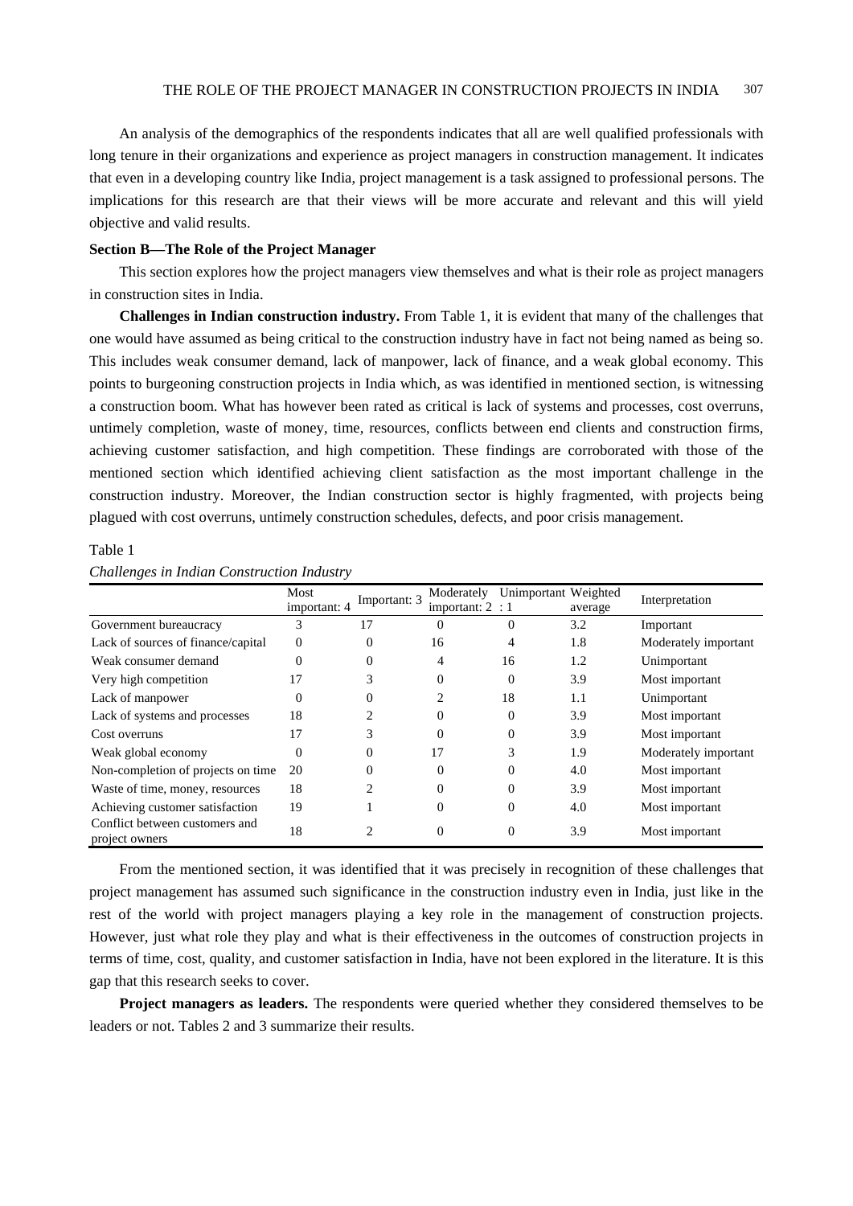An analysis of the demographics of the respondents indicates that all are well qualified professionals with long tenure in their organizations and experience as project managers in construction management. It indicates that even in a developing country like India, project management is a task assigned to professional persons. The implications for this research are that their views will be more accurate and relevant and this will yield objective and valid results.

**Section B—The Role of the Project Manager**

This section explores how the project managers view themselves and what is their role as project managers in construction sites in India.

**Challenges in Indian construction industry.** From Table 1, it is evident that many of the challenges that one would have assumed as being critical to the construction industry have in fact not being named as being so. This includes weak consumer demand, lack of manpower, lack of finance, and a weak global economy. This points to burgeoning construction projects in India which, as was identified in mentioned section, is witnessing a construction boom. What has however been rated as critical is lack of systems and processes, cost overruns, untimely completion, waste of money, time, resources, conflicts between end clients and construction firms, achieving customer satisfaction, and high competition. These findings are corroborated with those of the mentioned section which identified achieving client satisfaction as the most important challenge in the construction industry. Moreover, the Indian construction sector is highly fragmented, with projects being plagued with cost overruns, untimely construction schedules, defects, and poor crisis management.

Table 1

*Challenges in Indian Construction Industry*

| | Most important: 4 | Important: 3 | Moderately important: 2 | Unimportant : 1 | Weighted average | Interpretation |
|---|---|---|---|---|---|---|
| Government bureaucracy | 3 | 17 | 0 | 0 | 3.2 | Important |
| Lack of sources of finance/capital | 0 | 0 | 16 | 4 | 1.8 | Moderately important |
| Weak consumer demand | 0 | 0 | 4 | 16 | 1.2 | Unimportant |
| Very high competition | 17 | 3 | 0 | 0 | 3.9 | Most important |
| Lack of manpower | 0 | 0 | 2 | 18 | 1.1 | Unimportant |
| Lack of systems and processes | 18 | 2 | 0 | 0 | 3.9 | Most important |
| Cost overruns | 17 | 3 | 0 | 0 | 3.9 | Most important |
| Weak global economy | 0 | 0 | 17 | 3 | 1.9 | Moderately important |
| Non-completion of projects on time | 20 | 0 | 0 | 0 | 4.0 | Most important |
| Waste of time, money, resources | 18 | 2 | 0 | 0 | 3.9 | Most important |
| Achieving customer satisfaction | 19 | 1 | 0 | 0 | 4.0 | Most important |
| Conflict between customers and project owners | 18 | 2 | 0 | 0 | 3.9 | Most important |

From the mentioned section, it was identified that it was precisely in recognition of these challenges that project management has assumed such significance in the construction industry even in India, just like in the rest of the world with project managers playing a key role in the management of construction projects. However, just what role they play and what is their effectiveness in the outcomes of construction projects in terms of time, cost, quality, and customer satisfaction in India, have not been explored in the literature. It is this gap that this research seeks to cover.

**Project managers as leaders.** The respondents were queried whether they considered themselves to be leaders or not. Tables 2 and 3 summarize their results.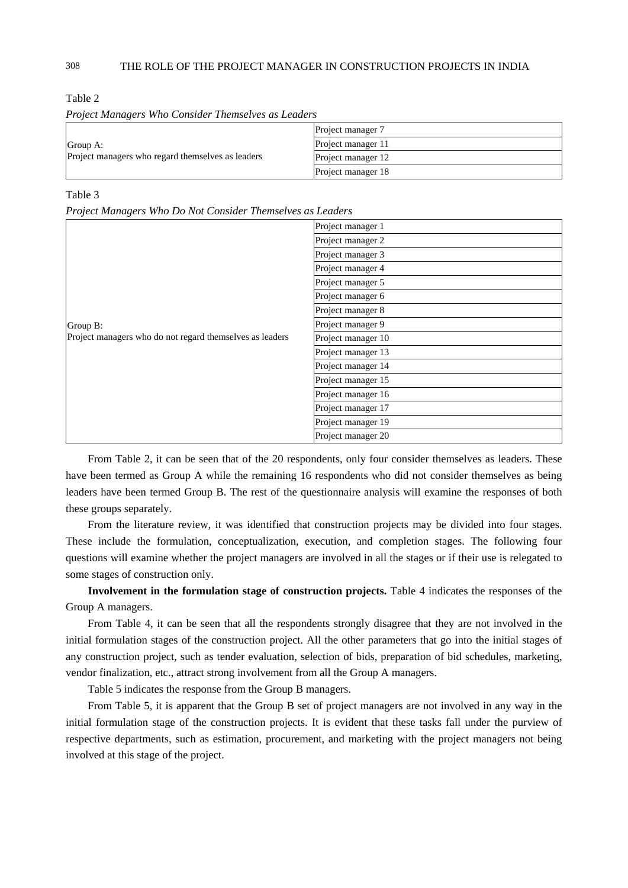Table 2

*Project Managers Who Consider Themselves as Leaders*

| | |
|---|---|
| Group A:<br>Project managers who regard themselves as leaders | Project manager 7 |
| | Project manager 11 |
| | Project manager 12 |
| | Project manager 18 |

Table 3

*Project Managers Who Do Not Consider Themselves as Leaders*

| | |
|---|---|
| Group B:<br>Project managers who do not regard themselves as leaders | Project manager 1 |
| | Project manager 2 |
| | Project manager 3 |
| | Project manager 4 |
| | Project manager 5 |
| | Project manager 6 |
| | Project manager 8 |
| | Project manager 9 |
| | Project manager 10 |
| | Project manager 13 |
| | Project manager 14 |
| | Project manager 15 |
| | Project manager 16 |
| | Project manager 17 |
| | Project manager 19 |
| | Project manager 20 |

From Table 2, it can be seen that of the 20 respondents, only four consider themselves as leaders. These have been termed as Group A while the remaining 16 respondents who did not consider themselves as being leaders have been termed Group B. The rest of the questionnaire analysis will examine the responses of both these groups separately.

From the literature review, it was identified that construction projects may be divided into four stages. These include the formulation, conceptualization, execution, and completion stages. The following four questions will examine whether the project managers are involved in all the stages or if their use is relegated to some stages of construction only.

**Involvement in the formulation stage of construction projects.** Table 4 indicates the responses of the Group A managers.

From Table 4, it can be seen that all the respondents strongly disagree that they are not involved in the initial formulation stages of the construction project. All the other parameters that go into the initial stages of any construction project, such as tender evaluation, selection of bids, preparation of bid schedules, marketing, vendor finalization, etc., attract strong involvement from all the Group A managers.

Table 5 indicates the response from the Group B managers.

From Table 5, it is apparent that the Group B set of project managers are not involved in any way in the initial formulation stage of the construction projects. It is evident that these tasks fall under the purview of respective departments, such as estimation, procurement, and marketing with the project managers not being involved at this stage of the project.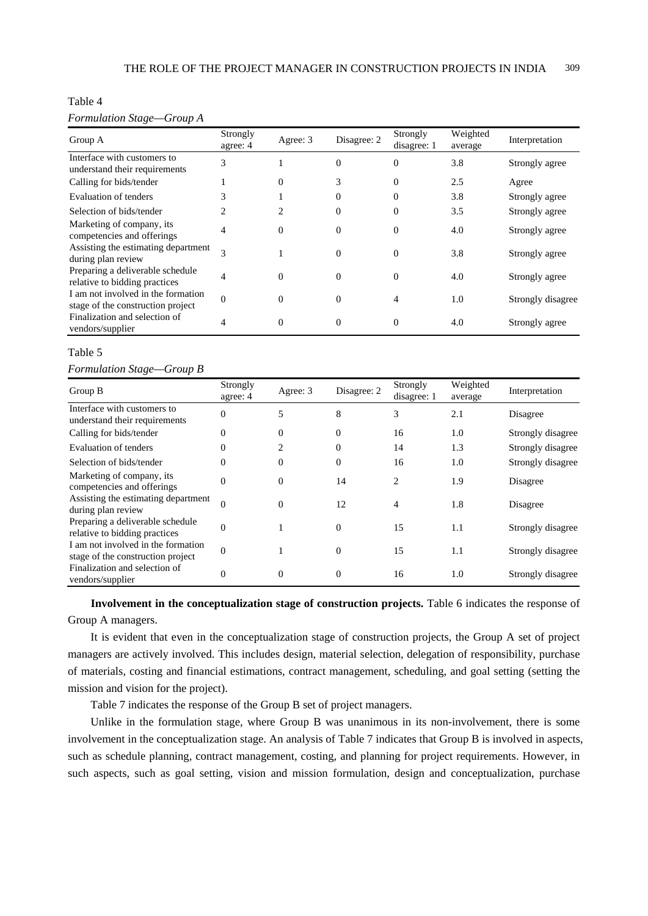Table 4

*Formulation Stage—Group A*

| Group A | Strongly agree: 4 | Agree: 3 | Disagree: 2 | Strongly disagree: 1 | Weighted average | Interpretation |
|---|---|---|---|---|---|---|
| Interface with customers to understand their requirements | 3 | 1 | 0 | 0 | 3.8 | Strongly agree |
| Calling for bids/tender | 1 | 0 | 3 | 0 | 2.5 | Agree |
| Evaluation of tenders | 3 | 1 | 0 | 0 | 3.8 | Strongly agree |
| Selection of bids/tender | 2 | 2 | 0 | 0 | 3.5 | Strongly agree |
| Marketing of company, its competencies and offerings | 4 | 0 | 0 | 0 | 4.0 | Strongly agree |
| Assisting the estimating department during plan review | 3 | 1 | 0 | 0 | 3.8 | Strongly agree |
| Preparing a deliverable schedule relative to bidding practices | 4 | 0 | 0 | 0 | 4.0 | Strongly agree |
| I am not involved in the formation stage of the construction project | 0 | 0 | 0 | 4 | 1.0 | Strongly disagree |
| Finalization and selection of vendors/supplier | 4 | 0 | 0 | 0 | 4.0 | Strongly agree |

Table 5

*Formulation Stage—Group B*

| Group B | Strongly agree: 4 | Agree: 3 | Disagree: 2 | Strongly disagree: 1 | Weighted average | Interpretation |
|---|---|---|---|---|---|---|
| Interface with customers to understand their requirements | 0 | 5 | 8 | 3 | 2.1 | Disagree |
| Calling for bids/tender | 0 | 0 | 0 | 16 | 1.0 | Strongly disagree |
| Evaluation of tenders | 0 | 2 | 0 | 14 | 1.3 | Strongly disagree |
| Selection of bids/tender | 0 | 0 | 0 | 16 | 1.0 | Strongly disagree |
| Marketing of company, its competencies and offerings | 0 | 0 | 14 | 2 | 1.9 | Disagree |
| Assisting the estimating department during plan review | 0 | 0 | 12 | 4 | 1.8 | Disagree |
| Preparing a deliverable schedule relative to bidding practices | 0 | 1 | 0 | 15 | 1.1 | Strongly disagree |
| I am not involved in the formation stage of the construction project | 0 | 1 | 0 | 15 | 1.1 | Strongly disagree |
| Finalization and selection of vendors/supplier | 0 | 0 | 0 | 16 | 1.0 | Strongly disagree |

**Involvement in the conceptualization stage of construction projects.** Table 6 indicates the response of Group A managers.

It is evident that even in the conceptualization stage of construction projects, the Group A set of project managers are actively involved. This includes design, material selection, delegation of responsibility, purchase of materials, costing and financial estimations, contract management, scheduling, and goal setting (setting the mission and vision for the project).

Table 7 indicates the response of the Group B set of project managers.

Unlike in the formulation stage, where Group B was unanimous in its non-involvement, there is some involvement in the conceptualization stage. An analysis of Table 7 indicates that Group B is involved in aspects, such as schedule planning, contract management, costing, and planning for project requirements. However, in such aspects, such as goal setting, vision and mission formulation, design and conceptualization, purchase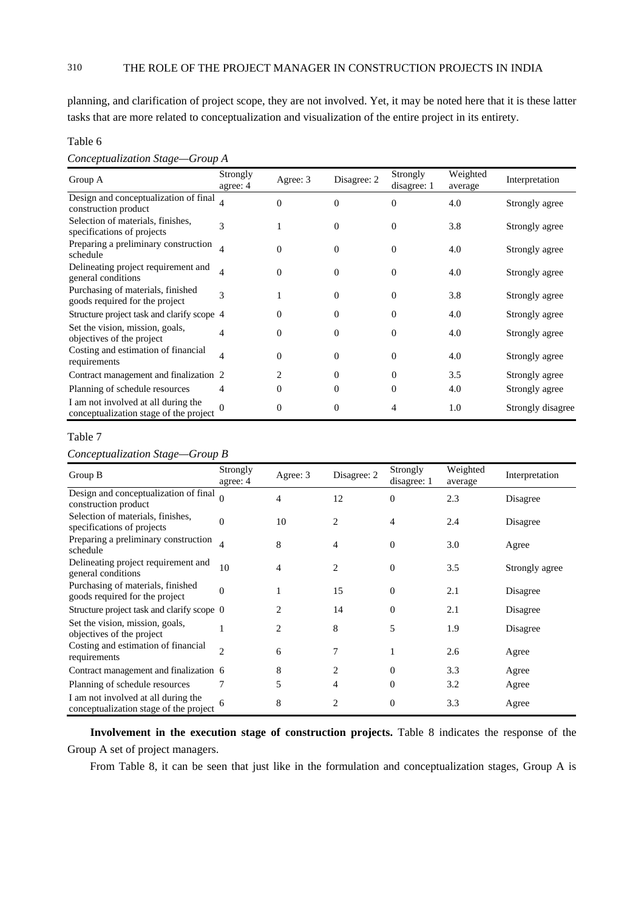planning, and clarification of project scope, they are not involved. Yet, it may be noted here that it is these latter tasks that are more related to conceptualization and visualization of the entire project in its entirety.

Table 6

*Conceptualization Stage—Group A*

| Group A | Strongly agree: 4 | Agree: 3 | Disagree: 2 | Strongly disagree: 1 | Weighted average | Interpretation |
|---|---|---|---|---|---|---|
| Design and conceptualization of final construction product | 4 | 0 | 0 | 0 | 4.0 | Strongly agree |
| Selection of materials, finishes, specifications of projects | 3 | 1 | 0 | 0 | 3.8 | Strongly agree |
| Preparing a preliminary construction schedule | 4 | 0 | 0 | 0 | 4.0 | Strongly agree |
| Delineating project requirement and general conditions | 4 | 0 | 0 | 0 | 4.0 | Strongly agree |
| Purchasing of materials, finished goods required for the project | 3 | 1 | 0 | 0 | 3.8 | Strongly agree |
| Structure project task and clarify scope | 4 | 0 | 0 | 0 | 4.0 | Strongly agree |
| Set the vision, mission, goals, objectives of the project | 4 | 0 | 0 | 0 | 4.0 | Strongly agree |
| Costing and estimation of financial requirements | 4 | 0 | 0 | 0 | 4.0 | Strongly agree |
| Contract management and finalization | 2 | 2 | 0 | 0 | 3.5 | Strongly agree |
| Planning of schedule resources | 4 | 0 | 0 | 0 | 4.0 | Strongly agree |
| I am not involved at all during the conceptualization stage of the project | 0 | 0 | 0 | 4 | 1.0 | Strongly disagree |

Table 7

*Conceptualization Stage—Group B*

| Group B | Strongly agree: 4 | Agree: 3 | Disagree: 2 | Strongly disagree: 1 | Weighted average | Interpretation |
|---|---|---|---|---|---|---|
| Design and conceptualization of final construction product | 0 | 4 | 12 | 0 | 2.3 | Disagree |
| Selection of materials, finishes, specifications of projects | 0 | 10 | 2 | 4 | 2.4 | Disagree |
| Preparing a preliminary construction schedule | 4 | 8 | 4 | 0 | 3.0 | Agree |
| Delineating project requirement and general conditions | 10 | 4 | 2 | 0 | 3.5 | Strongly agree |
| Purchasing of materials, finished goods required for the project | 0 | 1 | 15 | 0 | 2.1 | Disagree |
| Structure project task and clarify scope | 0 | 2 | 14 | 0 | 2.1 | Disagree |
| Set the vision, mission, goals, objectives of the project | 1 | 2 | 8 | 5 | 1.9 | Disagree |
| Costing and estimation of financial requirements | 2 | 6 | 7 | 1 | 2.6 | Agree |
| Contract management and finalization | 6 | 8 | 2 | 0 | 3.3 | Agree |
| Planning of schedule resources | 7 | 5 | 4 | 0 | 3.2 | Agree |
| I am not involved at all during the conceptualization stage of the project | 6 | 8 | 2 | 0 | 3.3 | Agree |

**Involvement in the execution stage of construction projects.** Table 8 indicates the response of the Group A set of project managers.

From Table 8, it can be seen that just like in the formulation and conceptualization stages, Group A is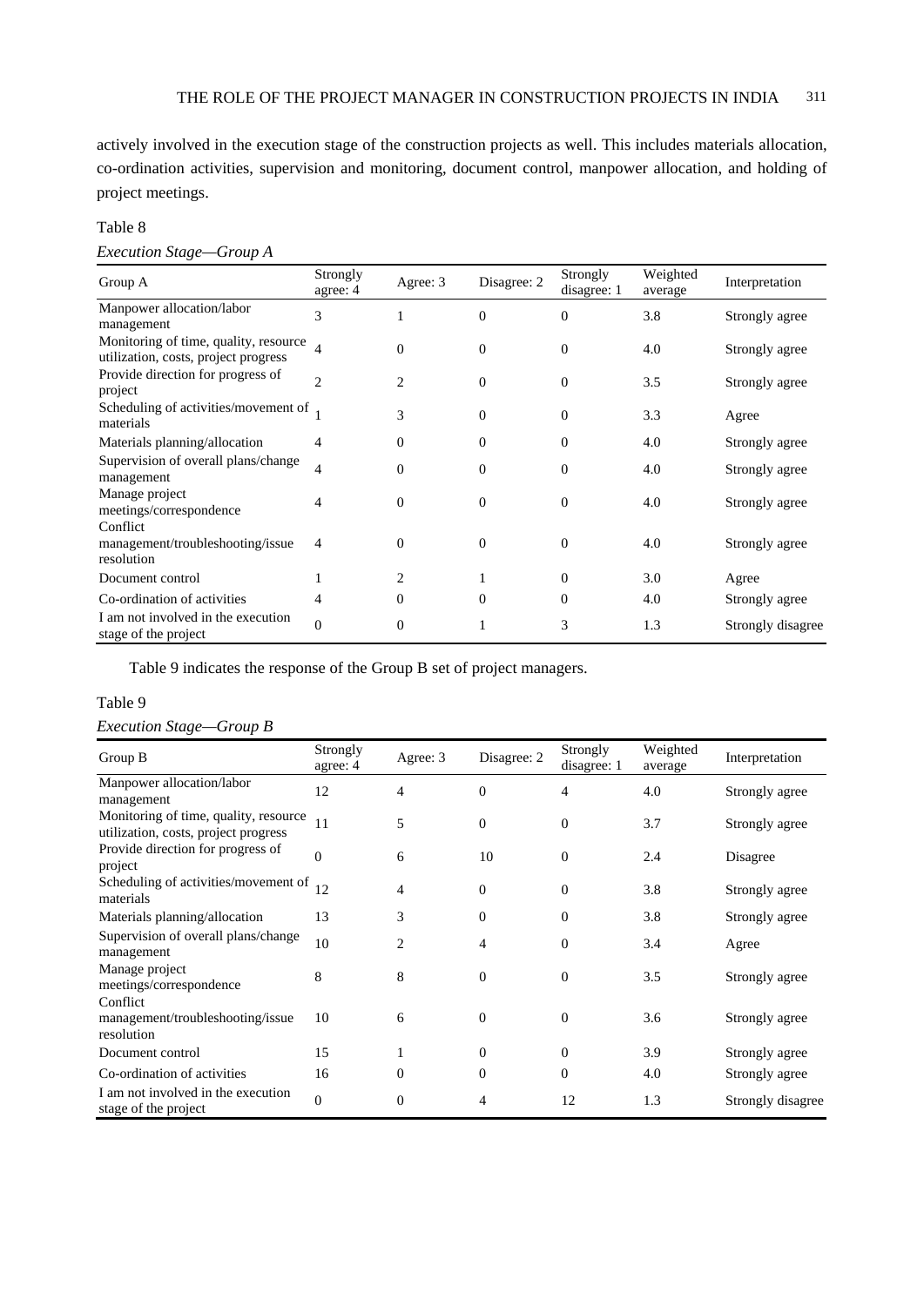actively involved in the execution stage of the construction projects as well. This includes materials allocation, co-ordination activities, supervision and monitoring, document control, manpower allocation, and holding of project meetings.

Table 8

*Execution Stage—Group A*

| Group A | Strongly agree: 4 | Agree: 3 | Disagree: 2 | Strongly disagree: 1 | Weighted average | Interpretation |
|---|---|---|---|---|---|---|
| Manpower allocation/labor management | 3 | 1 | 0 | 0 | 3.8 | Strongly agree |
| Monitoring of time, quality, resource utilization, costs, project progress | 4 | 0 | 0 | 0 | 4.0 | Strongly agree |
| Provide direction for progress of project | 2 | 2 | 0 | 0 | 3.5 | Strongly agree |
| Scheduling of activities/movement of materials | 1 | 3 | 0 | 0 | 3.3 | Agree |
| Materials planning/allocation | 4 | 0 | 0 | 0 | 4.0 | Strongly agree |
| Supervision of overall plans/change management | 4 | 0 | 0 | 0 | 4.0 | Strongly agree |
| Manage project meetings/correspondence | 4 | 0 | 0 | 0 | 4.0 | Strongly agree |
| Conflict management/troubleshooting/issue resolution | 4 | 0 | 0 | 0 | 4.0 | Strongly agree |
| Document control | 1 | 2 | 1 | 0 | 3.0 | Agree |
| Co-ordination of activities | 4 | 0 | 0 | 0 | 4.0 | Strongly agree |
| I am not involved in the execution stage of the project | 0 | 0 | 1 | 3 | 1.3 | Strongly disagree |

Table 9 indicates the response of the Group B set of project managers.

Table 9

*Execution Stage—Group B*

| Group B | Strongly agree: 4 | Agree: 3 | Disagree: 2 | Strongly disagree: 1 | Weighted average | Interpretation |
|---|---|---|---|---|---|---|
| Manpower allocation/labor management | 12 | 4 | 0 | 4 | 4.0 | Strongly agree |
| Monitoring of time, quality, resource utilization, costs, project progress | 11 | 5 | 0 | 0 | 3.7 | Strongly agree |
| Provide direction for progress of project | 0 | 6 | 10 | 0 | 2.4 | Disagree |
| Scheduling of activities/movement of materials | 12 | 4 | 0 | 0 | 3.8 | Strongly agree |
| Materials planning/allocation | 13 | 3 | 0 | 0 | 3.8 | Strongly agree |
| Supervision of overall plans/change management | 10 | 2 | 4 | 0 | 3.4 | Agree |
| Manage project meetings/correspondence | 8 | 8 | 0 | 0 | 3.5 | Strongly agree |
| Conflict management/troubleshooting/issue resolution | 10 | 6 | 0 | 0 | 3.6 | Strongly agree |
| Document control | 15 | 1 | 0 | 0 | 3.9 | Strongly agree |
| Co-ordination of activities | 16 | 0 | 0 | 0 | 4.0 | Strongly agree |
| I am not involved in the execution stage of the project | 0 | 0 | 4 | 12 | 1.3 | Strongly disagree |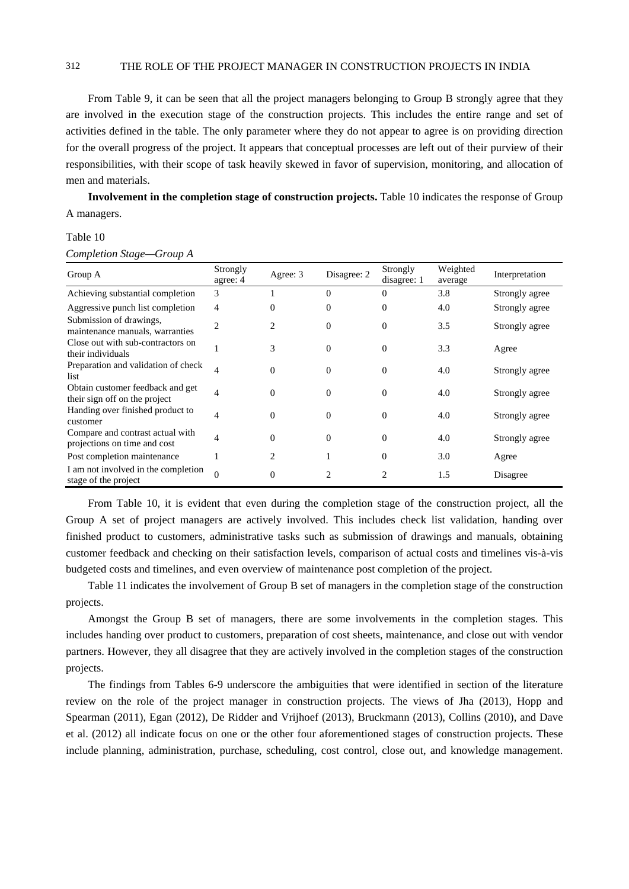From Table 9, it can be seen that all the project managers belonging to Group B strongly agree that they are involved in the execution stage of the construction projects. This includes the entire range and set of activities defined in the table. The only parameter where they do not appear to agree is on providing direction for the overall progress of the project. It appears that conceptual processes are left out of their purview of their responsibilities, with their scope of task heavily skewed in favor of supervision, monitoring, and allocation of men and materials.

**Involvement in the completion stage of construction projects.** Table 10 indicates the response of Group A managers.

Table 10

*Completion Stage—Group A*

| Group A | Strongly agree: 4 | Agree: 3 | Disagree: 2 | Strongly disagree: 1 | Weighted average | Interpretation |
|---|---|---|---|---|---|---|
| Achieving substantial completion | 3 | 1 | 0 | 0 | 3.8 | Strongly agree |
| Aggressive punch list completion | 4 | 0 | 0 | 0 | 4.0 | Strongly agree |
| Submission of drawings, maintenance manuals, warranties | 2 | 2 | 0 | 0 | 3.5 | Strongly agree |
| Close out with sub-contractors on their individuals | 1 | 3 | 0 | 0 | 3.3 | Agree |
| Preparation and validation of check list | 4 | 0 | 0 | 0 | 4.0 | Strongly agree |
| Obtain customer feedback and get their sign off on the project | 4 | 0 | 0 | 0 | 4.0 | Strongly agree |
| Handing over finished product to customer | 4 | 0 | 0 | 0 | 4.0 | Strongly agree |
| Compare and contrast actual with projections on time and cost | 4 | 0 | 0 | 0 | 4.0 | Strongly agree |
| Post completion maintenance | 1 | 2 | 1 | 0 | 3.0 | Agree |
| I am not involved in the completion stage of the project | 0 | 0 | 2 | 2 | 1.5 | Disagree |

From Table 10, it is evident that even during the completion stage of the construction project, all the Group A set of project managers are actively involved. This includes check list validation, handing over finished product to customers, administrative tasks such as submission of drawings and manuals, obtaining customer feedback and checking on their satisfaction levels, comparison of actual costs and timelines vis-à-vis budgeted costs and timelines, and even overview of maintenance post completion of the project.

Table 11 indicates the involvement of Group B set of managers in the completion stage of the construction projects.

Amongst the Group B set of managers, there are some involvements in the completion stages. This includes handing over product to customers, preparation of cost sheets, maintenance, and close out with vendor partners. However, they all disagree that they are actively involved in the completion stages of the construction projects.

The findings from Tables 6-9 underscore the ambiguities that were identified in section of the literature review on the role of the project manager in construction projects. The views of Jha (2013), Hopp and Spearman (2011), Egan (2012), De Ridder and Vrijhoef (2013), Bruckmann (2013), Collins (2010), and Dave et al. (2012) all indicate focus on one or the other four aforementioned stages of construction projects. These include planning, administration, purchase, scheduling, cost control, close out, and knowledge management.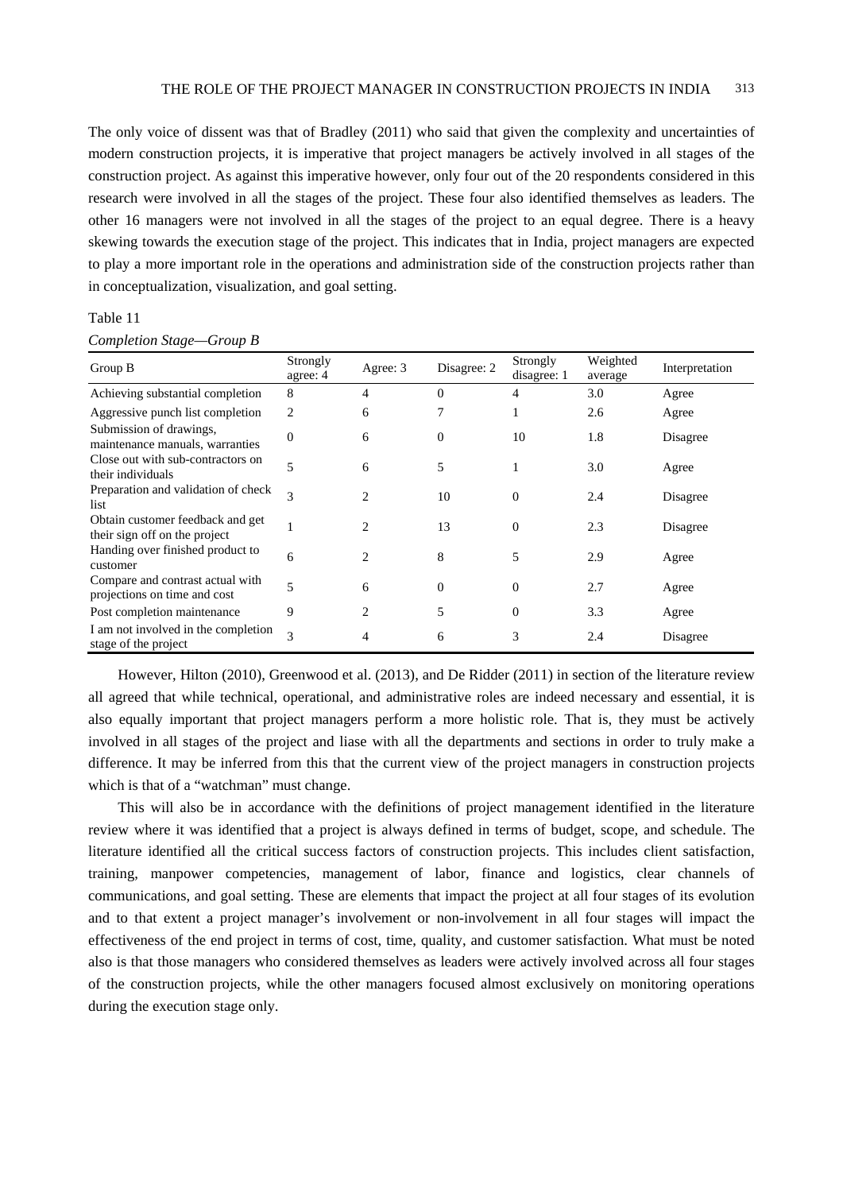The only voice of dissent was that of Bradley (2011) who said that given the complexity and uncertainties of modern construction projects, it is imperative that project managers be actively involved in all stages of the construction project. As against this imperative however, only four out of the 20 respondents considered in this research were involved in all the stages of the project. These four also identified themselves as leaders. The other 16 managers were not involved in all the stages of the project to an equal degree. There is a heavy skewing towards the execution stage of the project. This indicates that in India, project managers are expected to play a more important role in the operations and administration side of the construction projects rather than in conceptualization, visualization, and goal setting.

Table 11

*Completion Stage—Group B*

| Group B | Strongly agree: 4 | Agree: 3 | Disagree: 2 | Strongly disagree: 1 | Weighted average | Interpretation |
|---|---|---|---|---|---|---|
| Achieving substantial completion | 8 | 4 | 0 | 4 | 3.0 | Agree |
| Aggressive punch list completion | 2 | 6 | 7 | 1 | 2.6 | Agree |
| Submission of drawings, maintenance manuals, warranties | 0 | 6 | 0 | 10 | 1.8 | Disagree |
| Close out with sub-contractors on their individuals | 5 | 6 | 5 | 1 | 3.0 | Agree |
| Preparation and validation of check list | 3 | 2 | 10 | 0 | 2.4 | Disagree |
| Obtain customer feedback and get their sign off on the project | 1 | 2 | 13 | 0 | 2.3 | Disagree |
| Handing over finished product to customer | 6 | 2 | 8 | 5 | 2.9 | Agree |
| Compare and contrast actual with projections on time and cost | 5 | 6 | 0 | 0 | 2.7 | Agree |
| Post completion maintenance | 9 | 2 | 5 | 0 | 3.3 | Agree |
| I am not involved in the completion stage of the project | 3 | 4 | 6 | 3 | 2.4 | Disagree |

However, Hilton (2010), Greenwood et al. (2013), and De Ridder (2011) in section of the literature review all agreed that while technical, operational, and administrative roles are indeed necessary and essential, it is also equally important that project managers perform a more holistic role. That is, they must be actively involved in all stages of the project and liase with all the departments and sections in order to truly make a difference. It may be inferred from this that the current view of the project managers in construction projects which is that of a "watchman" must change.

This will also be in accordance with the definitions of project management identified in the literature review where it was identified that a project is always defined in terms of budget, scope, and schedule. The literature identified all the critical success factors of construction projects. This includes client satisfaction, training, manpower competencies, management of labor, finance and logistics, clear channels of communications, and goal setting. These are elements that impact the project at all four stages of its evolution and to that extent a project manager's involvement or non-involvement in all four stages will impact the effectiveness of the end project in terms of cost, time, quality, and customer satisfaction. What must be noted also is that those managers who considered themselves as leaders were actively involved across all four stages of the construction projects, while the other managers focused almost exclusively on monitoring operations during the execution stage only.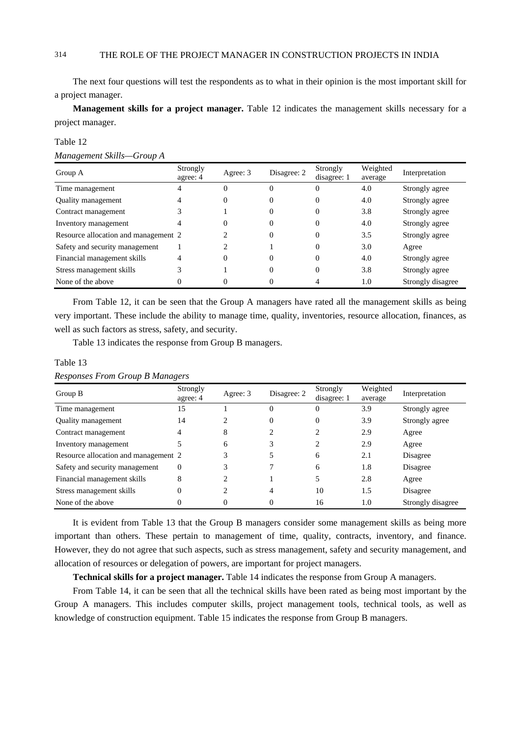The next four questions will test the respondents as to what in their opinion is the most important skill for a project manager.

**Management skills for a project manager.** Table 12 indicates the management skills necessary for a project manager.

Table 12

*Management Skills—Group A*

| Group A | Strongly agree: 4 | Agree: 3 | Disagree: 2 | Strongly disagree: 1 | Weighted average | Interpretation |
|---|---|---|---|---|---|---|
| Time management | 4 | 0 | 0 | 0 | 4.0 | Strongly agree |
| Quality management | 4 | 0 | 0 | 0 | 4.0 | Strongly agree |
| Contract management | 3 | 1 | 0 | 0 | 3.8 | Strongly agree |
| Inventory management | 4 | 0 | 0 | 0 | 4.0 | Strongly agree |
| Resource allocation and management | 2 | 2 | 0 | 0 | 3.5 | Strongly agree |
| Safety and security management | 1 | 2 | 1 | 0 | 3.0 | Agree |
| Financial management skills | 4 | 0 | 0 | 0 | 4.0 | Strongly agree |
| Stress management skills | 3 | 1 | 0 | 0 | 3.8 | Strongly agree |
| None of the above | 0 | 0 | 0 | 4 | 1.0 | Strongly disagree |

From Table 12, it can be seen that the Group A managers have rated all the management skills as being very important. These include the ability to manage time, quality, inventories, resource allocation, finances, as well as such factors as stress, safety, and security.

Table 13 indicates the response from Group B managers.

Table 13

*Responses From Group B Managers*

| Group B | Strongly agree: 4 | Agree: 3 | Disagree: 2 | Strongly disagree: 1 | Weighted average | Interpretation |
|---|---|---|---|---|---|---|
| Time management | 15 | 1 | 0 | 0 | 3.9 | Strongly agree |
| Quality management | 14 | 2 | 0 | 0 | 3.9 | Strongly agree |
| Contract management | 4 | 8 | 2 | 2 | 2.9 | Agree |
| Inventory management | 5 | 6 | 3 | 2 | 2.9 | Agree |
| Resource allocation and management | 2 | 3 | 5 | 6 | 2.1 | Disagree |
| Safety and security management | 0 | 3 | 7 | 6 | 1.8 | Disagree |
| Financial management skills | 8 | 2 | 1 | 5 | 2.8 | Agree |
| Stress management skills | 0 | 2 | 4 | 10 | 1.5 | Disagree |
| None of the above | 0 | 0 | 0 | 16 | 1.0 | Strongly disagree |

It is evident from Table 13 that the Group B managers consider some management skills as being more important than others. These pertain to management of time, quality, contracts, inventory, and finance. However, they do not agree that such aspects, such as stress management, safety and security management, and allocation of resources or delegation of powers, are important for project managers.

**Technical skills for a project manager.** Table 14 indicates the response from Group A managers.

From Table 14, it can be seen that all the technical skills have been rated as being most important by the Group A managers. This includes computer skills, project management tools, technical tools, as well as knowledge of construction equipment. Table 15 indicates the response from Group B managers.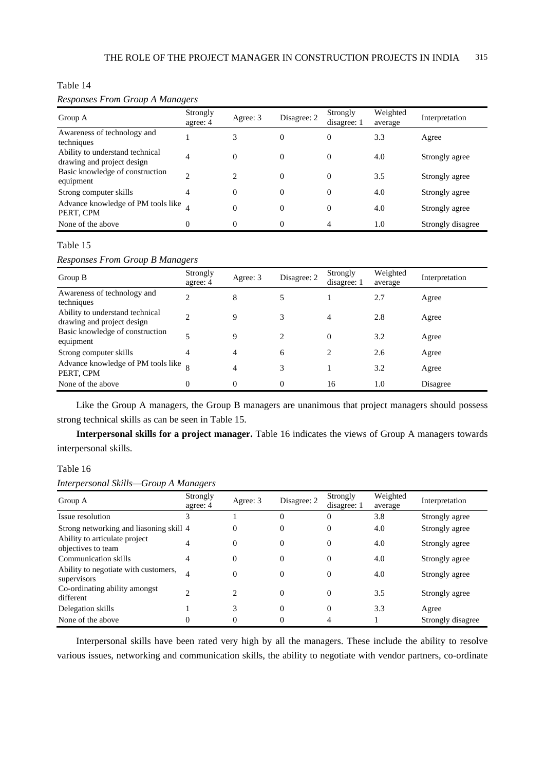Table 14

*Responses From Group A Managers*

| Group A | Strongly agree: 4 | Agree: 3 | Disagree: 2 | Strongly disagree: 1 | Weighted average | Interpretation |
|---|---|---|---|---|---|---|
| Awareness of technology and techniques | 1 | 3 | 0 | 0 | 3.3 | Agree |
| Ability to understand technical drawing and project design | 4 | 0 | 0 | 0 | 4.0 | Strongly agree |
| Basic knowledge of construction equipment | 2 | 2 | 0 | 0 | 3.5 | Strongly agree |
| Strong computer skills | 4 | 0 | 0 | 0 | 4.0 | Strongly agree |
| Advance knowledge of PM tools like PERT, CPM | 4 | 0 | 0 | 0 | 4.0 | Strongly agree |
| None of the above | 0 | 0 | 0 | 4 | 1.0 | Strongly disagree |

Table 15

*Responses From Group B Managers*

| Group B | Strongly agree: 4 | Agree: 3 | Disagree: 2 | Strongly disagree: 1 | Weighted average | Interpretation |
|---|---|---|---|---|---|---|
| Awareness of technology and techniques | 2 | 8 | 5 | 1 | 2.7 | Agree |
| Ability to understand technical drawing and project design | 2 | 9 | 3 | 4 | 2.8 | Agree |
| Basic knowledge of construction equipment | 5 | 9 | 2 | 0 | 3.2 | Agree |
| Strong computer skills | 4 | 4 | 6 | 2 | 2.6 | Agree |
| Advance knowledge of PM tools like PERT, CPM | 8 | 4 | 3 | 1 | 3.2 | Agree |
| None of the above | 0 | 0 | 0 | 16 | 1.0 | Disagree |

Like the Group A managers, the Group B managers are unanimous that project managers should possess strong technical skills as can be seen in Table 15.

**Interpersonal skills for a project manager.** Table 16 indicates the views of Group A managers towards interpersonal skills.

Table 16

*Interpersonal Skills—Group A Managers*

| Group A | Strongly agree: 4 | Agree: 3 | Disagree: 2 | Strongly disagree: 1 | Weighted average | Interpretation |
|---|---|---|---|---|---|---|
| Issue resolution | 3 | 1 | 0 | 0 | 3.8 | Strongly agree |
| Strong networking and liasoning skill | 4 | 0 | 0 | 0 | 4.0 | Strongly agree |
| Ability to articulate project objectives to team | 4 | 0 | 0 | 0 | 4.0 | Strongly agree |
| Communication skills | 4 | 0 | 0 | 0 | 4.0 | Strongly agree |
| Ability to negotiate with customers, supervisors | 4 | 0 | 0 | 0 | 4.0 | Strongly agree |
| Co-ordinating ability amongst different | 2 | 2 | 0 | 0 | 3.5 | Strongly agree |
| Delegation skills | 1 | 3 | 0 | 0 | 3.3 | Agree |
| None of the above | 0 | 0 | 0 | 4 | 1 | Strongly disagree |

Interpersonal skills have been rated very high by all the managers. These include the ability to resolve various issues, networking and communication skills, the ability to negotiate with vendor partners, co-ordinate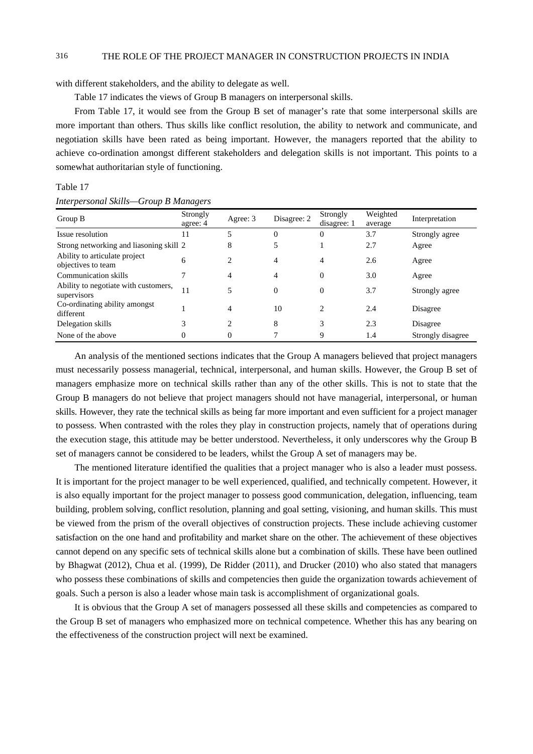with different stakeholders, and the ability to delegate as well.

Table 17 indicates the views of Group B managers on interpersonal skills.

From Table 17, it would see from the Group B set of manager's rate that some interpersonal skills are more important than others. Thus skills like conflict resolution, the ability to network and communicate, and negotiation skills have been rated as being important. However, the managers reported that the ability to achieve co-ordination amongst different stakeholders and delegation skills is not important. This points to a somewhat authoritarian style of functioning.

Table 17

*Interpersonal Skills—Group B Managers*

| Group B | Strongly agree: 4 | Agree: 3 | Disagree: 2 | Strongly disagree: 1 | Weighted average | Interpretation |
|---|---|---|---|---|---|---|
| Issue resolution | 11 | 5 | 0 | 0 | 3.7 | Strongly agree |
| Strong networking and liasoning skill | 2 | 8 | 5 | 1 | 2.7 | Agree |
| Ability to articulate project objectives to team | 6 | 2 | 4 | 4 | 2.6 | Agree |
| Communication skills | 7 | 4 | 4 | 0 | 3.0 | Agree |
| Ability to negotiate with customers, supervisors | 11 | 5 | 0 | 0 | 3.7 | Strongly agree |
| Co-ordinating ability amongst different | 1 | 4 | 10 | 2 | 2.4 | Disagree |
| Delegation skills | 3 | 2 | 8 | 3 | 2.3 | Disagree |
| None of the above | 0 | 0 | 7 | 9 | 1.4 | Strongly disagree |

An analysis of the mentioned sections indicates that the Group A managers believed that project managers must necessarily possess managerial, technical, interpersonal, and human skills. However, the Group B set of managers emphasize more on technical skills rather than any of the other skills. This is not to state that the Group B managers do not believe that project managers should not have managerial, interpersonal, or human skills. However, they rate the technical skills as being far more important and even sufficient for a project manager to possess. When contrasted with the roles they play in construction projects, namely that of operations during the execution stage, this attitude may be better understood. Nevertheless, it only underscores why the Group B set of managers cannot be considered to be leaders, whilst the Group A set of managers may be.

The mentioned literature identified the qualities that a project manager who is also a leader must possess. It is important for the project manager to be well experienced, qualified, and technically competent. However, it is also equally important for the project manager to possess good communication, delegation, influencing, team building, problem solving, conflict resolution, planning and goal setting, visioning, and human skills. This must be viewed from the prism of the overall objectives of construction projects. These include achieving customer satisfaction on the one hand and profitability and market share on the other. The achievement of these objectives cannot depend on any specific sets of technical skills alone but a combination of skills. These have been outlined by Bhagwat (2012), Chua et al. (1999), De Ridder (2011), and Drucker (2010) who also stated that managers who possess these combinations of skills and competencies then guide the organization towards achievement of goals. Such a person is also a leader whose main task is accomplishment of organizational goals.

It is obvious that the Group A set of managers possessed all these skills and competencies as compared to the Group B set of managers who emphasized more on technical competence. Whether this has any bearing on the effectiveness of the construction project will next be examined.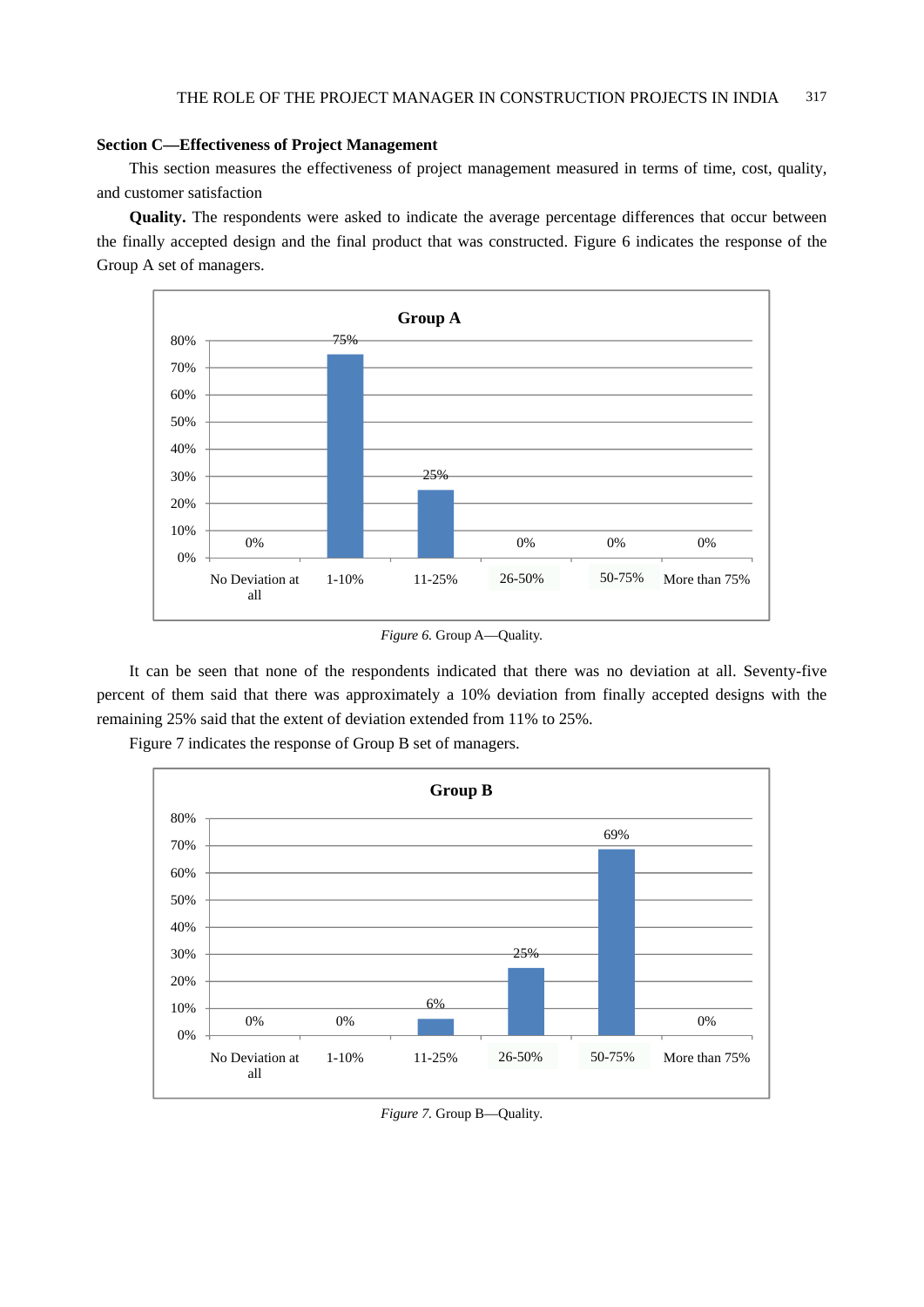**Section C—Effectiveness of Project Management**

This section measures the effectiveness of project management measured in terms of time, cost, quality, and customer satisfaction

**Quality.** The respondents were asked to indicate the average percentage differences that occur between the finally accepted design and the final product that was constructed. Figure 6 indicates the response of the Group A set of managers.

*Figure 6.* Group A—Quality.

It can be seen that none of the respondents indicated that there was no deviation at all. Seventy-five percent of them said that there was approximately a 10% deviation from finally accepted designs with the remaining 25% said that the extent of deviation extended from 11% to 25%.

Figure 7 indicates the response of Group B set of managers.

*Figure 7.* Group B—Quality.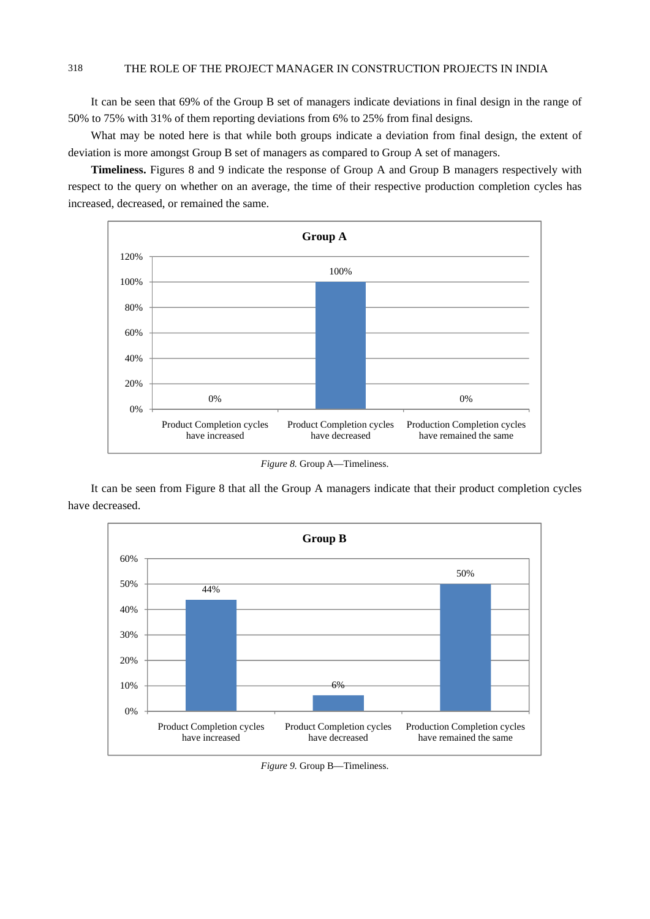It can be seen that 69% of the Group B set of managers indicate deviations in final design in the range of 50% to 75% with 31% of them reporting deviations from 6% to 25% from final designs.

What may be noted here is that while both groups indicate a deviation from final design, the extent of deviation is more amongst Group B set of managers as compared to Group A set of managers.

**Timeliness.** Figures 8 and 9 indicate the response of Group A and Group B managers respectively with respect to the query on whether on an average, the time of their respective production completion cycles has increased, decreased, or remained the same.

*Figure 8.* Group A—Timeliness.

It can be seen from Figure 8 that all the Group A managers indicate that their product completion cycles have decreased.

*Figure 9.* Group B—Timeliness.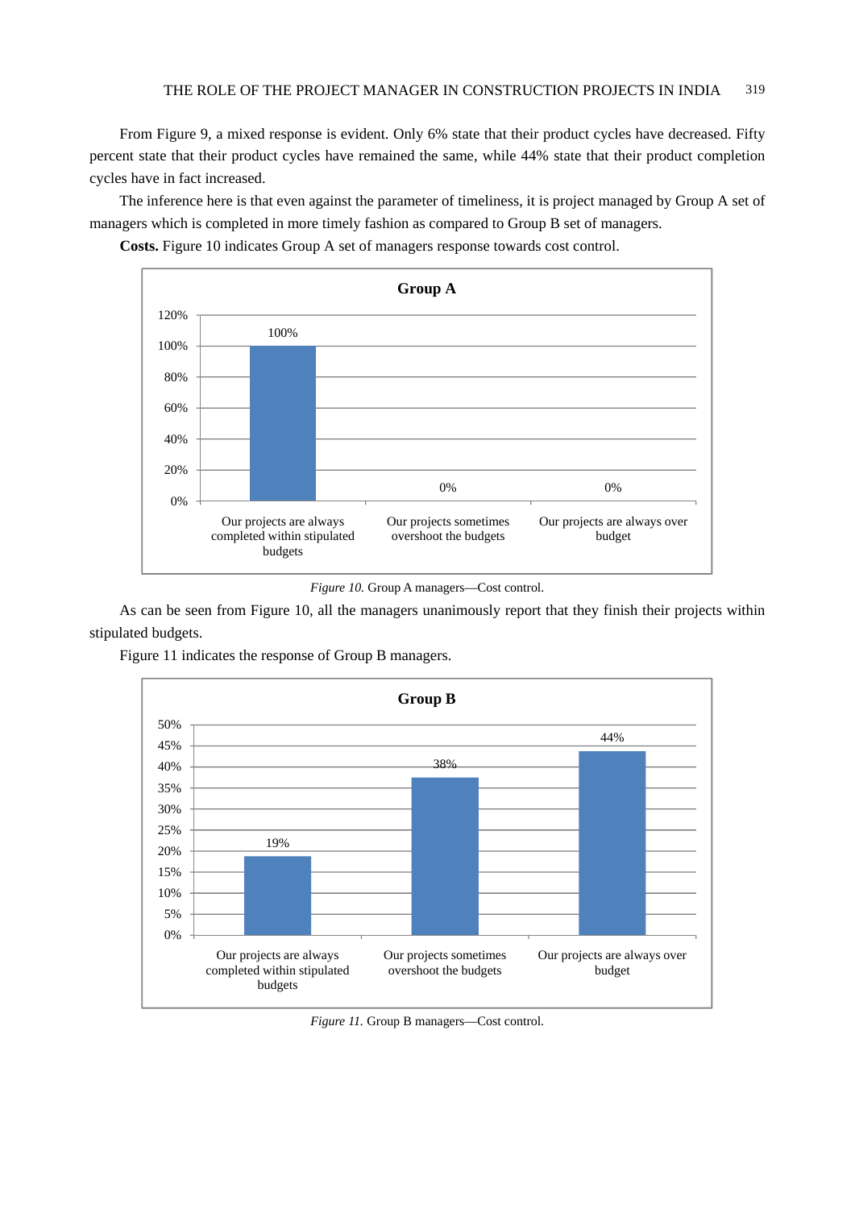From Figure 9, a mixed response is evident. Only 6% state that their product cycles have decreased. Fifty percent state that their product cycles have remained the same, while 44% state that their product completion cycles have in fact increased.

The inference here is that even against the parameter of timeliness, it is project managed by Group A set of managers which is completed in more timely fashion as compared to Group B set of managers.

**Costs.** Figure 10 indicates Group A set of managers response towards cost control.

*Figure 10.* Group A managers—Cost control.

As can be seen from Figure 10, all the managers unanimously report that they finish their projects within stipulated budgets.

Figure 11 indicates the response of Group B managers.

*Figure 11.* Group B managers—Cost control.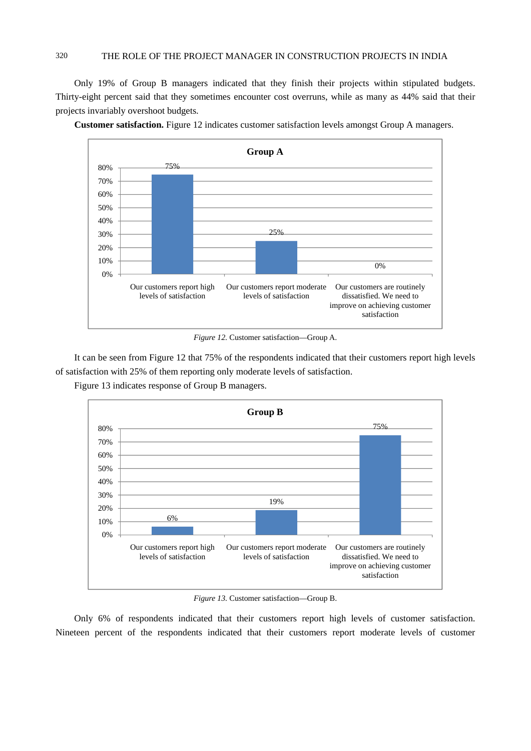Only 19% of Group B managers indicated that they finish their projects within stipulated budgets. Thirty-eight percent said that they sometimes encounter cost overruns, while as many as 44% said that their projects invariably overshoot budgets.

**Customer satisfaction.** Figure 12 indicates customer satisfaction levels amongst Group A managers.

*Figure 12.* Customer satisfaction—Group A.

It can be seen from Figure 12 that 75% of the respondents indicated that their customers report high levels of satisfaction with 25% of them reporting only moderate levels of satisfaction.

Figure 13 indicates response of Group B managers.

*Figure 13.* Customer satisfaction—Group B.

Only 6% of respondents indicated that their customers report high levels of customer satisfaction. Nineteen percent of the respondents indicated that their customers report moderate levels of customer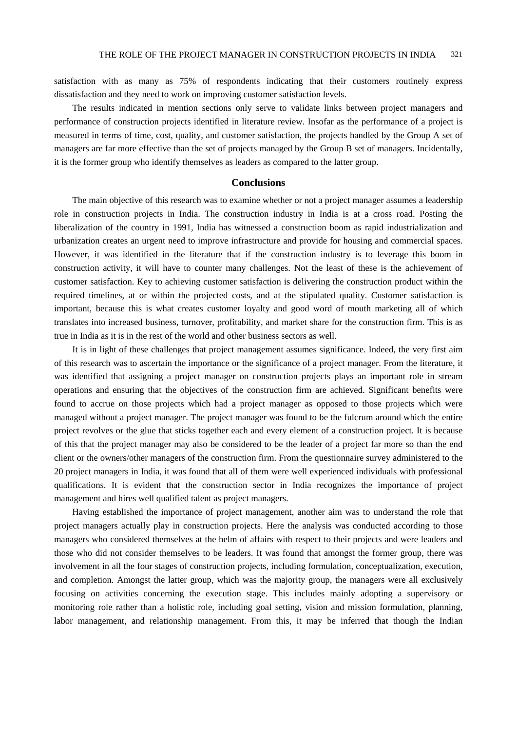satisfaction with as many as 75% of respondents indicating that their customers routinely express dissatisfaction and they need to work on improving customer satisfaction levels.

The results indicated in mention sections only serve to validate links between project managers and performance of construction projects identified in literature review. Insofar as the performance of a project is measured in terms of time, cost, quality, and customer satisfaction, the projects handled by the Group A set of managers are far more effective than the set of projects managed by the Group B set of managers. Incidentally, it is the former group who identify themselves as leaders as compared to the latter group.

## Conclusions

The main objective of this research was to examine whether or not a project manager assumes a leadership role in construction projects in India. The construction industry in India is at a cross road. Posting the liberalization of the country in 1991, India has witnessed a construction boom as rapid industrialization and urbanization creates an urgent need to improve infrastructure and provide for housing and commercial spaces. However, it was identified in the literature that if the construction industry is to leverage this boom in construction activity, it will have to counter many challenges. Not the least of these is the achievement of customer satisfaction. Key to achieving customer satisfaction is delivering the construction product within the required timelines, at or within the projected costs, and at the stipulated quality. Customer satisfaction is important, because this is what creates customer loyalty and good word of mouth marketing all of which translates into increased business, turnover, profitability, and market share for the construction firm. This is as true in India as it is in the rest of the world and other business sectors as well.

It is in light of these challenges that project management assumes significance. Indeed, the very first aim of this research was to ascertain the importance or the significance of a project manager. From the literature, it was identified that assigning a project manager on construction projects plays an important role in stream operations and ensuring that the objectives of the construction firm are achieved. Significant benefits were found to accrue on those projects which had a project manager as opposed to those projects which were managed without a project manager. The project manager was found to be the fulcrum around which the entire project revolves or the glue that sticks together each and every element of a construction project. It is because of this that the project manager may also be considered to be the leader of a project far more so than the end client or the owners/other managers of the construction firm. From the questionnaire survey administered to the 20 project managers in India, it was found that all of them were well experienced individuals with professional qualifications. It is evident that the construction sector in India recognizes the importance of project management and hires well qualified talent as project managers.

Having established the importance of project management, another aim was to understand the role that project managers actually play in construction projects. Here the analysis was conducted according to those managers who considered themselves at the helm of affairs with respect to their projects and were leaders and those who did not consider themselves to be leaders. It was found that amongst the former group, there was involvement in all the four stages of construction projects, including formulation, conceptualization, execution, and completion. Amongst the latter group, which was the majority group, the managers were all exclusively focusing on activities concerning the execution stage. This includes mainly adopting a supervisory or monitoring role rather than a holistic role, including goal setting, vision and mission formulation, planning, labor management, and relationship management. From this, it may be inferred that though the Indian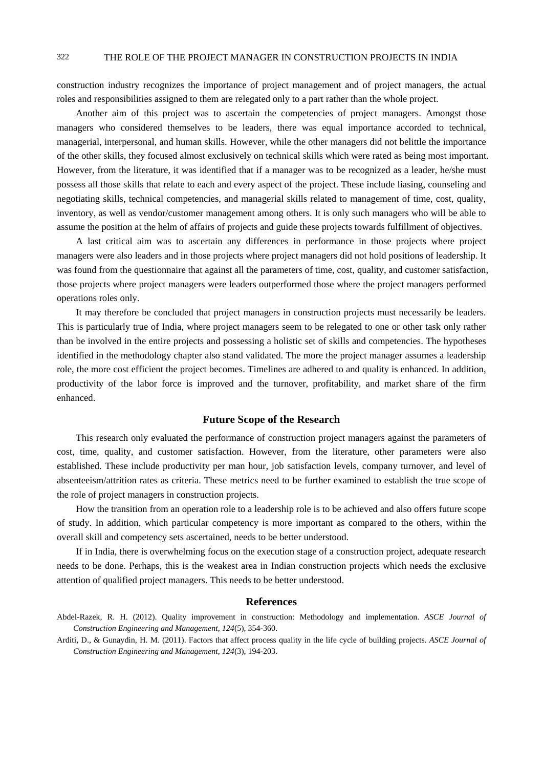construction industry recognizes the importance of project management and of project managers, the actual roles and responsibilities assigned to them are relegated only to a part rather than the whole project.

Another aim of this project was to ascertain the competencies of project managers. Amongst those managers who considered themselves to be leaders, there was equal importance accorded to technical, managerial, interpersonal, and human skills. However, while the other managers did not belittle the importance of the other skills, they focused almost exclusively on technical skills which were rated as being most important. However, from the literature, it was identified that if a manager was to be recognized as a leader, he/she must possess all those skills that relate to each and every aspect of the project. These include liasing, counseling and negotiating skills, technical competencies, and managerial skills related to management of time, cost, quality, inventory, as well as vendor/customer management among others. It is only such managers who will be able to assume the position at the helm of affairs of projects and guide these projects towards fulfillment of objectives.

A last critical aim was to ascertain any differences in performance in those projects where project managers were also leaders and in those projects where project managers did not hold positions of leadership. It was found from the questionnaire that against all the parameters of time, cost, quality, and customer satisfaction, those projects where project managers were leaders outperformed those where the project managers performed operations roles only.

It may therefore be concluded that project managers in construction projects must necessarily be leaders. This is particularly true of India, where project managers seem to be relegated to one or other task only rather than be involved in the entire projects and possessing a holistic set of skills and competencies. The hypotheses identified in the methodology chapter also stand validated. The more the project manager assumes a leadership role, the more cost efficient the project becomes. Timelines are adhered to and quality is enhanced. In addition, productivity of the labor force is improved and the turnover, profitability, and market share of the firm enhanced.

## Future Scope of the Research

This research only evaluated the performance of construction project managers against the parameters of cost, time, quality, and customer satisfaction. However, from the literature, other parameters were also established. These include productivity per man hour, job satisfaction levels, company turnover, and level of absenteeism/attrition rates as criteria. These metrics need to be further examined to establish the true scope of the role of project managers in construction projects.

How the transition from an operation role to a leadership role is to be achieved and also offers future scope of study. In addition, which particular competency is more important as compared to the others, within the overall skill and competency sets ascertained, needs to be better understood.

If in India, there is overwhelming focus on the execution stage of a construction project, adequate research needs to be done. Perhaps, this is the weakest area in Indian construction projects which needs the exclusive attention of qualified project managers. This needs to be better understood.

## References

Abdel-Razek, R. H. (2012). Quality improvement in construction: Methodology and implementation. *ASCE Journal of Construction Engineering and Management, 124*(5), 354-360.

Arditi, D., & Gunaydin, H. M. (2011). Factors that affect process quality in the life cycle of building projects. *ASCE Journal of Construction Engineering and Management, 124*(3), 194-203.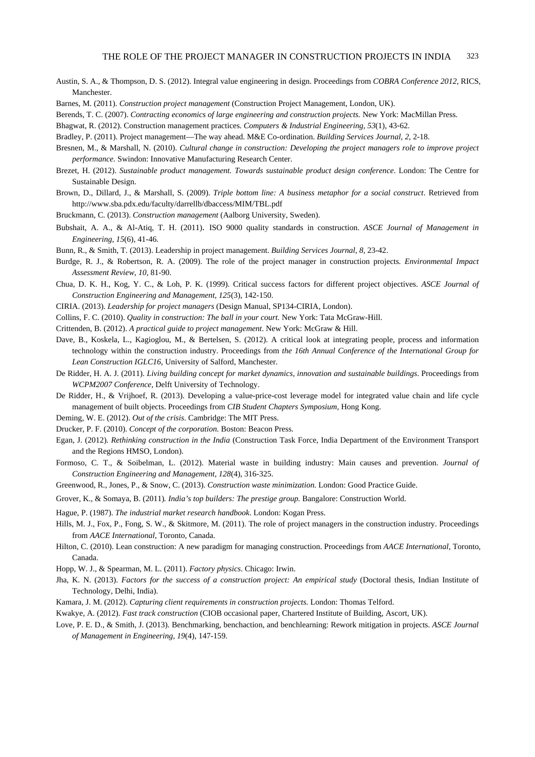Austin, S. A., & Thompson, D. S. (2012). Integral value engineering in design. Proceedings from *COBRA Conference 2012*, RICS, Manchester.

Barnes, M. (2011). *Construction project management* (Construction Project Management, London, UK).

Berends, T. C. (2007). *Contracting economics of large engineering and construction projects.* New York: MacMillan Press.

Bhagwat, R. (2012). Construction management practices. *Computers & Industrial Engineering, 53*(1), 43-62.

Bradley, P. (2011). Project management—The way ahead. M&E Co-ordination. *Building Services Journal, 2,* 2-18.

Bresnen, M., & Marshall, N. (2010). *Cultural change in construction: Developing the project managers role to improve project performance.* Swindon: Innovative Manufacturing Research Center.

Brezet, H. (2012). *Sustainable product management. Towards sustainable product design conference.* London: The Centre for Sustainable Design.

Brown, D., Dillard, J., & Marshall, S. (2009). *Triple bottom line: A business metaphor for a social construct*. Retrieved from http://www.sba.pdx.edu/faculty/darrellb/dbaccess/MIM/TBL.pdf

Bruckmann, C. (2013). *Construction management* (Aalborg University, Sweden).

Bubshait, A. A., & Al-Atiq, T. H. (2011). ISO 9000 quality standards in construction. *ASCE Journal of Management in Engineering, 15*(6), 41-46.

Bunn, R., & Smith, T. (2013). Leadership in project management. *Building Services Journal, 8,* 23-42.

Burdge, R. J., & Robertson, R. A. (2009). The role of the project manager in construction projects*. Environmental Impact Assessment Review, 10,* 81-90.

Chua, D. K. H., Kog, Y. C., & Loh, P. K. (1999). Critical success factors for different project objectives. *ASCE Journal of Construction Engineering and Management, 125*(3), 142-150.

CIRIA. (2013). *Leadership for project managers* (Design Manual, SP134-CIRIA, London).

Collins, F. C. (2010). *Quality in construction: The ball in your court.* New York: Tata McGraw-Hill.

Crittenden, B. (2012). *A practical guide to project management*. New York: McGraw & Hill.

Dave, B., Koskela, L., Kagioglou, M., & Bertelsen, S. (2012). A critical look at integrating people, process and information technology within the construction industry. Proceedings from *the 16th Annual Conference of the International Group for Lean Construction IGLC16*, University of Salford, Manchester.

De Ridder, H. A. J. (2011). *Living building concept for market dynamics, innovation and sustainable buildings*. Proceedings from *WCPM2007 Conference*, Delft University of Technology.

De Ridder, H., & Vrijhoef, R. (2013). Developing a value-price-cost leverage model for integrated value chain and life cycle management of built objects. Proceedings from *CIB Student Chapters Symposium*, Hong Kong.

Deming, W. E. (2012). *Out of the crisis*. Cambridge: The MIT Press.

Drucker, P. F. (2010). *Concept of the corporation.* Boston: Beacon Press.

Egan, J. (2012). *Rethinking construction in the India* (Construction Task Force, India Department of the Environment Transport and the Regions HMSO, London).

Formoso, C. T., & Soibelman, L. (2012). Material waste in building industry: Main causes and prevention. *Journal of Construction Engineering and Management, 128*(4), 316-325.

Greenwood, R., Jones, P., & Snow, C. (2013). *Construction waste minimization.* London: Good Practice Guide.

Grover, K., & Somaya, B. (2011)*. India's top builders: The prestige group.* Bangalore: Construction World.

Hague, P. (1987). *The industrial market research handbook*. London: Kogan Press.

Hills, M. J., Fox, P., Fong, S. W., & Skitmore, M. (2011). The role of project managers in the construction industry. Proceedings from *AACE International,* Toronto, Canada.

Hilton, C. (2010). Lean construction: A new paradigm for managing construction. Proceedings from *AACE International,* Toronto, Canada.

Hopp, W. J., & Spearman, M. L. (2011). *Factory physics*. Chicago: Irwin.

Jha, K. N. (2013). *Factors for the success of a construction project: An empirical study* (Doctoral thesis, Indian Institute of Technology, Delhi, India).

Kamara, J. M. (2012). *Capturing client requirements in construction projects.* London: Thomas Telford.

Kwakye, A. (2012). *Fast track construction* (CIOB occasional paper, Chartered Institute of Building, Ascort, UK).

Love, P. E. D., & Smith, J. (2013). Benchmarking, benchaction, and benchlearning: Rework mitigation in projects. *ASCE Journal of Management in Engineering*, *19*(4), 147-159.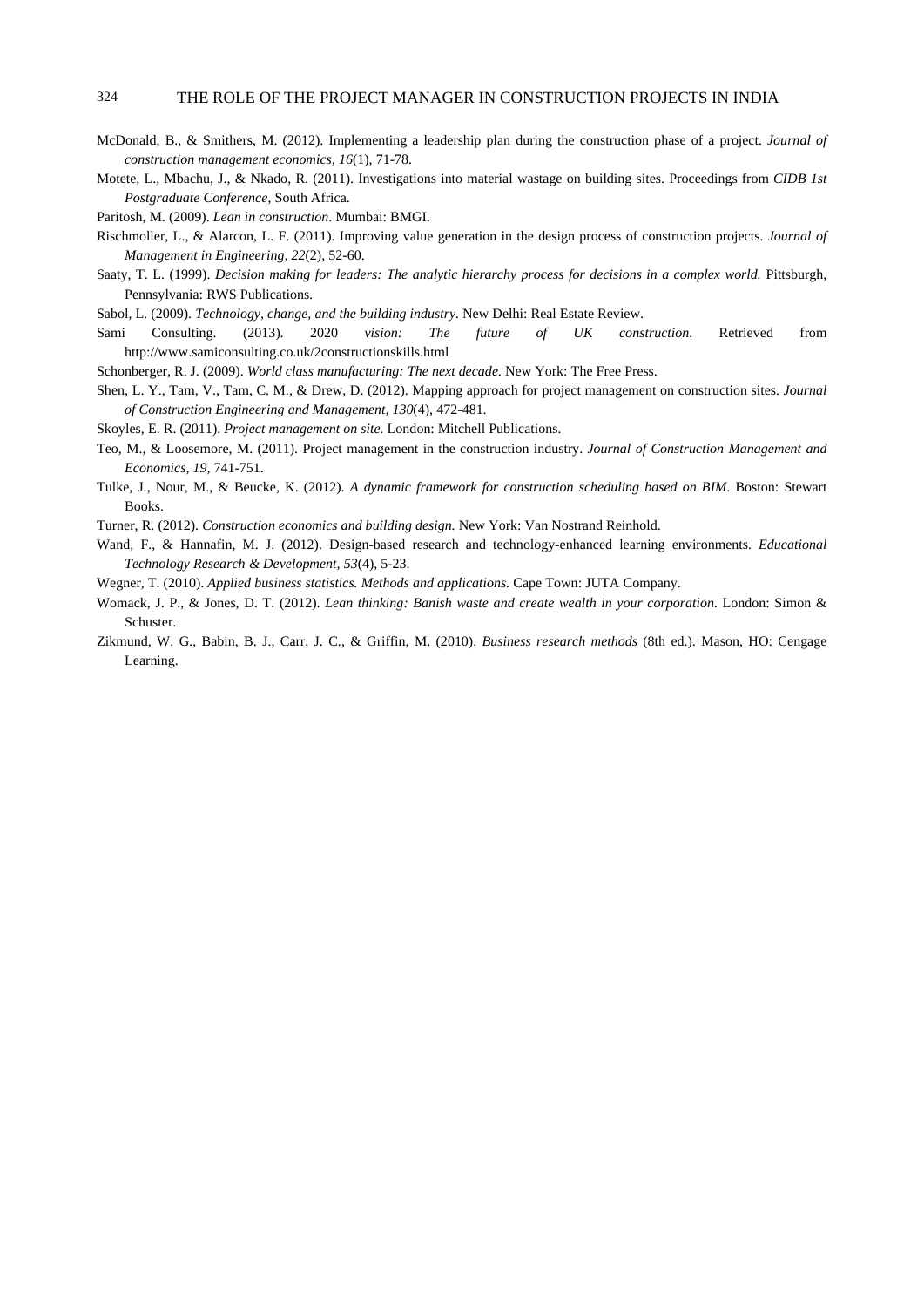McDonald, B., & Smithers, M. (2012). Implementing a leadership plan during the construction phase of a project. *Journal of construction management economics, 16*(1), 71-78.

Motete, L., Mbachu, J., & Nkado, R. (2011). Investigations into material wastage on building sites. Proceedings from *CIDB 1st Postgraduate Conference*, South Africa.

Paritosh, M. (2009). *Lean in construction*. Mumbai: BMGI.

Rischmoller, L., & Alarcon, L. F. (2011). Improving value generation in the design process of construction projects. *Journal of Management in Engineering, 22*(2), 52-60.

Saaty, T. L. (1999). *Decision making for leaders: The analytic hierarchy process for decisions in a complex world.* Pittsburgh, Pennsylvania: RWS Publications.

Sabol, L. (2009). *Technology, change, and the building industry*. New Delhi: Real Estate Review.

Sami Consulting. (2013). 2020 *vision: The future of UK construction*. Retrieved from http://www.samiconsulting.co.uk/2constructionskills.html

Schonberger, R. J. (2009). *World class manufacturing: The next decade*. New York: The Free Press.

Shen, L. Y., Tam, V., Tam, C. M., & Drew, D. (2012). Mapping approach for project management on construction sites. *Journal of Construction Engineering and Management, 130*(4), 472-481.

Skoyles, E. R. (2011). *Project management on site*. London: Mitchell Publications.

Teo, M., & Loosemore, M. (2011). Project management in the construction industry. *Journal of Construction Management and Economics, 19*, 741-751.

Tulke, J., Nour, M., & Beucke, K. (2012). *A dynamic framework for construction scheduling based on BIM*. Boston: Stewart Books.

Turner, R. (2012). *Construction economics and building design.* New York: Van Nostrand Reinhold.

Wand, F., & Hannafin, M. J. (2012). Design-based research and technology-enhanced learning environments. *Educational Technology Research & Development, 53*(4), 5-23.

Wegner, T. (2010). *Applied business statistics. Methods and applications.* Cape Town: JUTA Company.

Womack, J. P., & Jones, D. T. (2012). *Lean thinking: Banish waste and create wealth in your corporation.* London: Simon & Schuster.

Zikmund, W. G., Babin, B. J., Carr, J. C., & Griffin, M. (2010). *Business research methods* (8th ed.). Mason, HO: Cengage Learning.